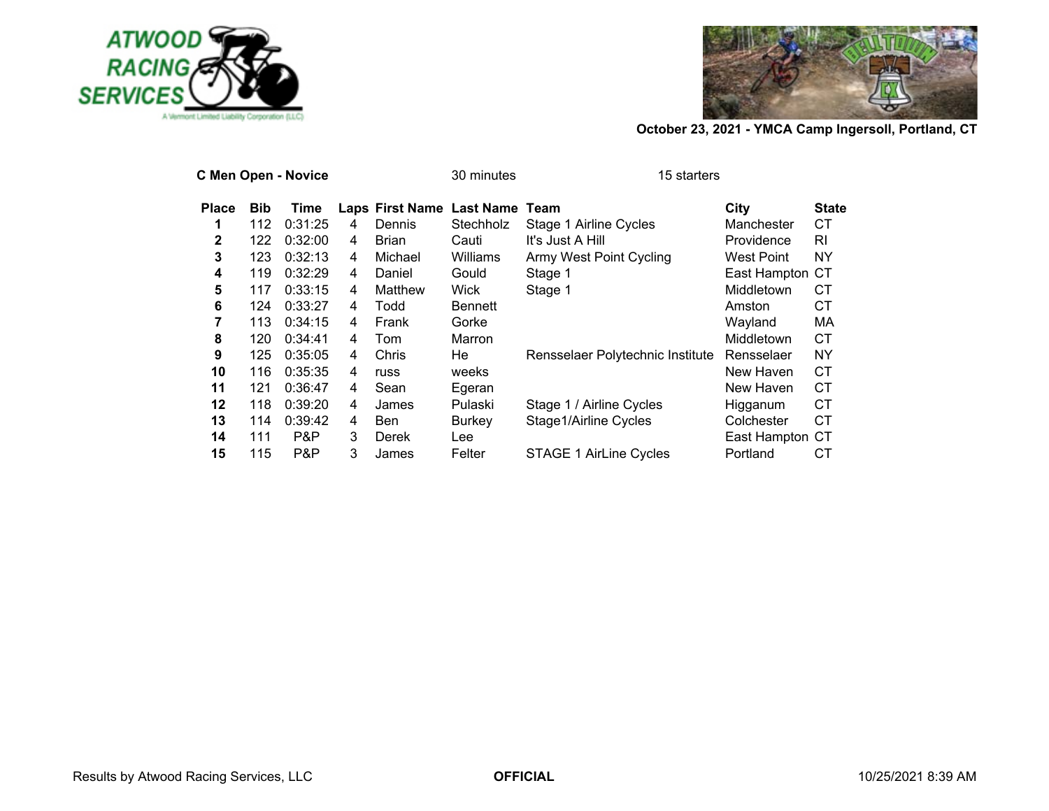October 23, 2021 - YMCA Camp Ingersoll, Portland, CT

**C Men Open - Novice** 30 minutes 15 starters

| Place | Bib | Time | Laps | First Name | Last Name | Team | City | State |
|---|---|---|---|---|---|---|---|---|
| **1** | 112 | 0:31:25 | 4 | Dennis | Stechholz | Stage 1 Airline Cycles | Manchester | CT |
| **2** | 122 | 0:32:00 | 4 | Brian | Cauti | It's Just A Hill | Providence | RI |
| **3** | 123 | 0:32:13 | 4 | Michael | Williams | Army West Point Cycling | West Point | NY |
| **4** | 119 | 0:32:29 | 4 | Daniel | Gould | Stage 1 | East Hampton | CT |
| **5** | 117 | 0:33:15 | 4 | Matthew | Wick | Stage 1 | Middletown | CT |
| **6** | 124 | 0:33:27 | 4 | Todd | Bennett | | Amston | CT |
| **7** | 113 | 0:34:15 | 4 | Frank | Gorke | | Wayland | MA |
| **8** | 120 | 0:34:41 | 4 | Tom | Marron | | Middletown | CT |
| **9** | 125 | 0:35:05 | 4 | Chris | He | Rensselaer Polytechnic Institute | Rensselaer | NY |
| **10** | 116 | 0:35:35 | 4 | russ | weeks | | New Haven | CT |
| **11** | 121 | 0:36:47 | 4 | Sean | Egeran | | New Haven | CT |
| **12** | 118 | 0:39:20 | 4 | James | Pulaski | Stage 1 / Airline Cycles | Higganum | CT |
| **13** | 114 | 0:39:42 | 4 | Ben | Burkey | Stage1/Airline Cycles | Colchester | CT |
| **14** | 111 | P&P | 3 | Derek | Lee | | East Hampton | CT |
| **15** | 115 | P&P | 3 | James | Felter | STAGE 1 AirLine Cycles | Portland | CT |

Results by Atwood Racing Services, LLC **OFFICIAL** 10/25/2021 8:39 AM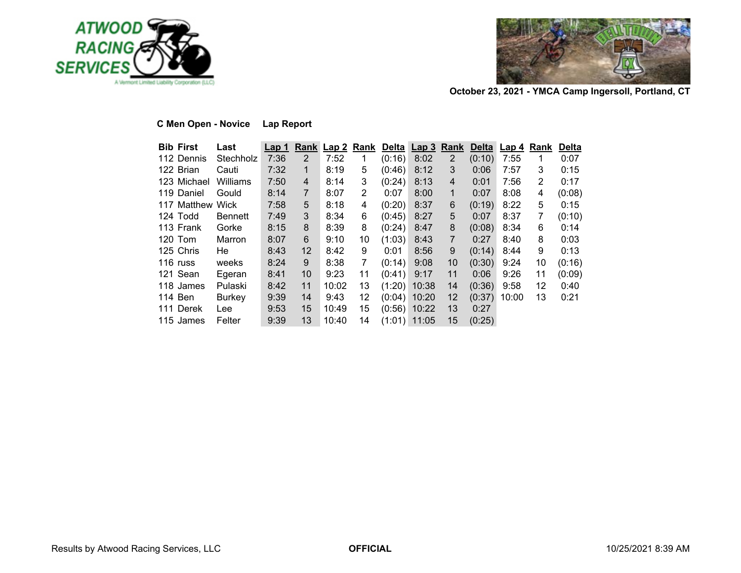October 23, 2021 - YMCA Camp Ingersoll, Portland, CT

**C Men Open - Novice Lap Report**

| Bib | First | Last | Lap 1 | Rank | Lap 2 | Rank | Delta | Lap 3 | Rank | Delta | Lap 4 | Rank | Delta |
|---|---|---|---|---|---|---|---|---|---|---|---|---|---|
| 112 | Dennis | Stechholz | 7:36 | 2 | 7:52 | 1 | (0:16) | 8:02 | 2 | (0:10) | 7:55 | 1 | 0:07 |
| 122 | Brian | Cauti | 7:32 | 1 | 8:19 | 5 | (0:46) | 8:12 | 3 | 0:06 | 7:57 | 3 | 0:15 |
| 123 | Michael | Williams | 7:50 | 4 | 8:14 | 3 | (0:24) | 8:13 | 4 | 0:01 | 7:56 | 2 | 0:17 |
| 119 | Daniel | Gould | 8:14 | 7 | 8:07 | 2 | 0:07 | 8:00 | 1 | 0:07 | 8:08 | 4 | (0:08) |
| 117 | Matthew | Wick | 7:58 | 5 | 8:18 | 4 | (0:20) | 8:37 | 6 | (0:19) | 8:22 | 5 | 0:15 |
| 124 | Todd | Bennett | 7:49 | 3 | 8:34 | 6 | (0:45) | 8:27 | 5 | 0:07 | 8:37 | 7 | (0:10) |
| 113 | Frank | Gorke | 8:15 | 8 | 8:39 | 8 | (0:24) | 8:47 | 8 | (0:08) | 8:34 | 6 | 0:14 |
| 120 | Tom | Marron | 8:07 | 6 | 9:10 | 10 | (1:03) | 8:43 | 7 | 0:27 | 8:40 | 8 | 0:03 |
| 125 | Chris | He | 8:43 | 12 | 8:42 | 9 | 0:01 | 8:56 | 9 | (0:14) | 8:44 | 9 | 0:13 |
| 116 | russ | weeks | 8:24 | 9 | 8:38 | 7 | (0:14) | 9:08 | 10 | (0:30) | 9:24 | 10 | (0:16) |
| 121 | Sean | Egeran | 8:41 | 10 | 9:23 | 11 | (0:41) | 9:17 | 11 | 0:06 | 9:26 | 11 | (0:09) |
| 118 | James | Pulaski | 8:42 | 11 | 10:02 | 13 | (1:20) | 10:38 | 14 | (0:36) | 9:58 | 12 | 0:40 |
| 114 | Ben | Burkey | 9:39 | 14 | 9:43 | 12 | (0:04) | 10:20 | 12 | (0:37) | 10:00 | 13 | 0:21 |
| 111 | Derek | Lee | 9:53 | 15 | 10:49 | 15 | (0:56) | 10:22 | 13 | 0:27 | | | |
| 115 | James | Felter | 9:39 | 13 | 10:40 | 14 | (1:01) | 11:05 | 15 | (0:25) | | | |

Results by Atwood Racing Services, LLC **OFFICIAL** 10/25/2021 8:39 AM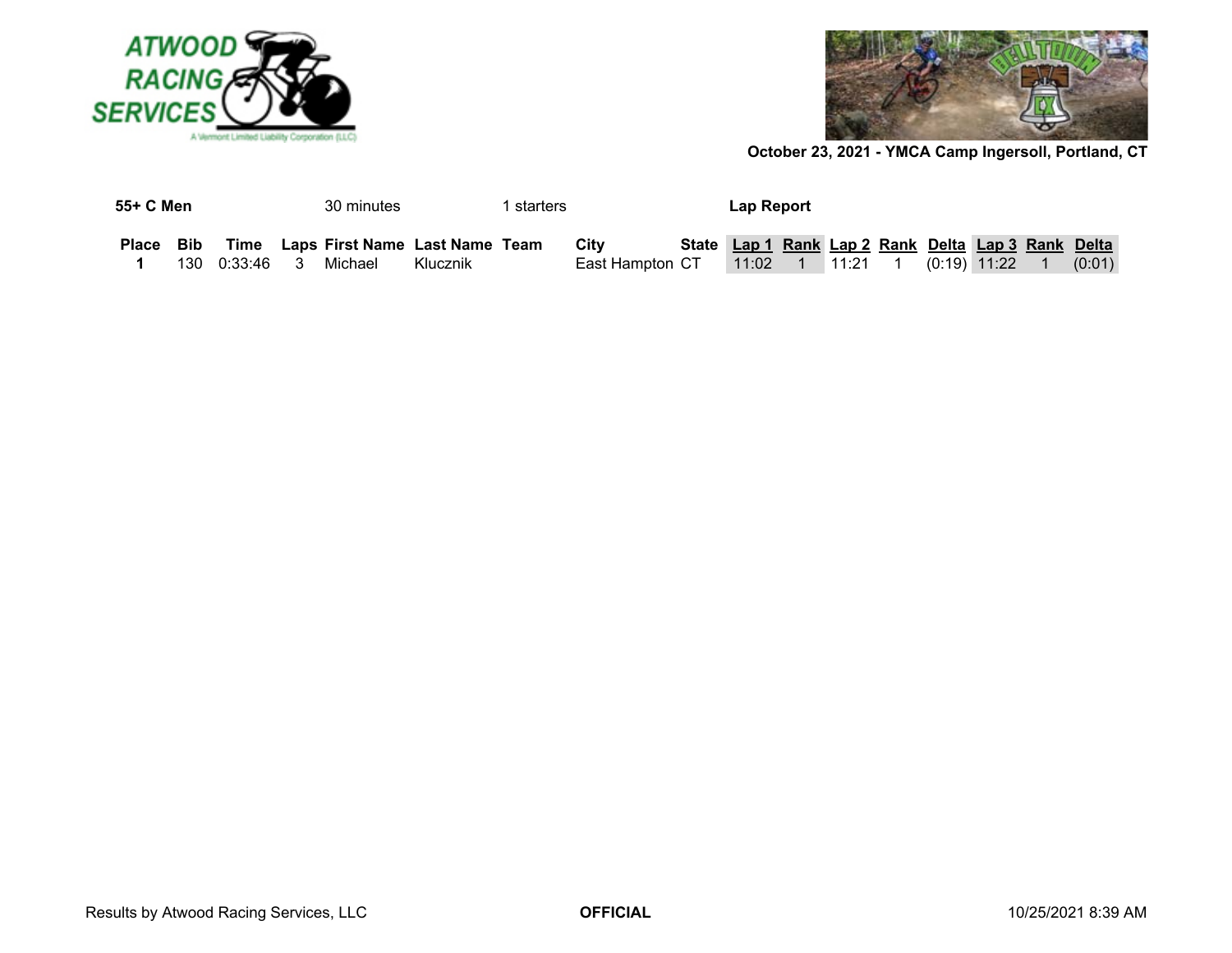October 23, 2021 - YMCA Camp Ingersoll, Portland, CT

**55+ C Men** 30 minutes 1 starters **Lap Report**

| Place | Bib | Time | Laps | First Name | Last Name | Team | City | State | Lap 1 | Rank | Lap 2 | Rank | Delta | Lap 3 | Rank | Delta |
|---|---|---|---|---|---|---|---|---|---|---|---|---|---|---|---|---|
| **1** | 130 | 0:33:46 | 3 | Michael | Klucznik | | East Hampton | CT | 11:02 | 1 | 11:21 | 1 | (0:19) | 11:22 | 1 | (0:01) |

Results by Atwood Racing Services, LLC **OFFICIAL** 10/25/2021 8:39 AM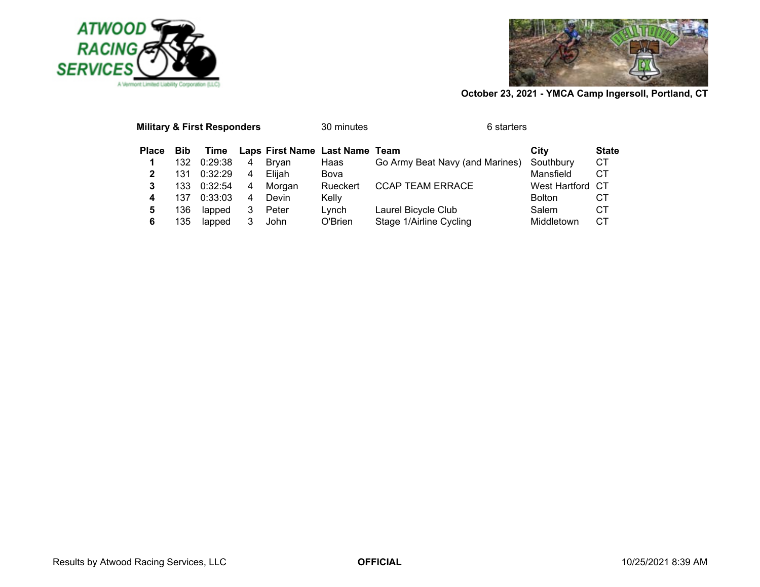October 23, 2021 - YMCA Camp Ingersoll, Portland, CT

**Military & First Responders** 30 minutes 6 starters

| Place | Bib | Time | Laps | First Name | Last Name | Team | City | State |
|---|---|---|---|---|---|---|---|---|
| **1** | 132 | 0:29:38 | 4 | Bryan | Haas | Go Army Beat Navy (and Marines) | Southbury | CT |
| **2** | 131 | 0:32:29 | 4 | Elijah | Bova | | Mansfield | CT |
| **3** | 133 | 0:32:54 | 4 | Morgan | Rueckert | CCAP TEAM ERRACE | West Hartford | CT |
| **4** | 137 | 0:33:03 | 4 | Devin | Kelly | | Bolton | CT |
| **5** | 136 | lapped | 3 | Peter | Lynch | Laurel Bicycle Club | Salem | CT |
| **6** | 135 | lapped | 3 | John | O'Brien | Stage 1/Airline Cycling | Middletown | CT |

Results by Atwood Racing Services, LLC **OFFICIAL** 10/25/2021 8:39 AM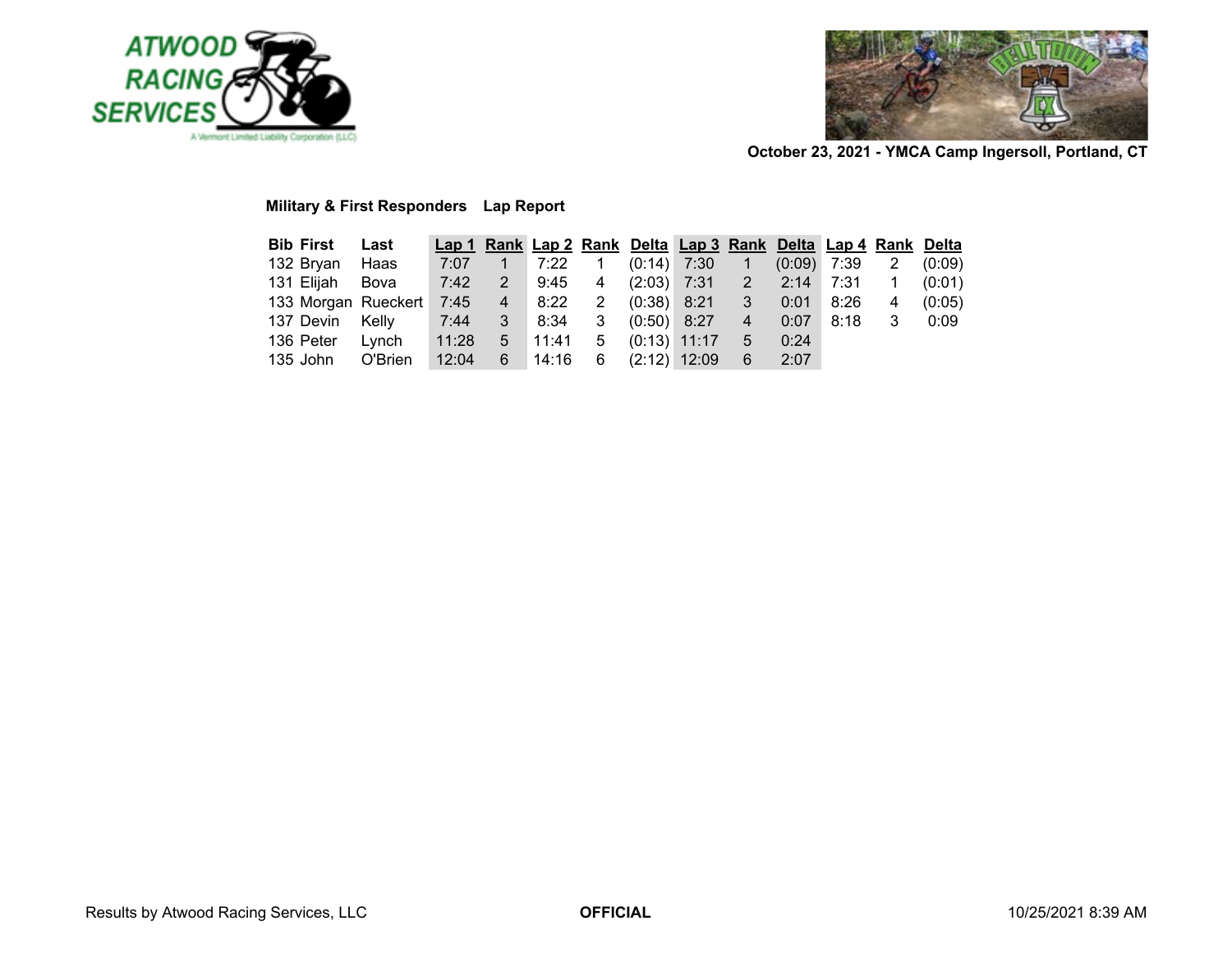October 23, 2021 - YMCA Camp Ingersoll, Portland, CT

**Military & First Responders Lap Report**

| Bib | First | Last | Lap 1 | Rank | Lap 2 | Rank | Delta | Lap 3 | Rank | Delta | Lap 4 | Rank | Delta |
|---|---|---|---|---|---|---|---|---|---|---|---|---|---|
| 132 | Bryan | Haas | 7:07 | 1 | 7:22 | 1 | (0:14) | 7:30 | 1 | (0:09) | 7:39 | 2 | (0:09) |
| 131 | Elijah | Bova | 7:42 | 2 | 9:45 | 4 | (2:03) | 7:31 | 2 | 2:14 | 7:31 | 1 | (0:01) |
| 133 | Morgan | Rueckert | 7:45 | 4 | 8:22 | 2 | (0:38) | 8:21 | 3 | 0:01 | 8:26 | 4 | (0:05) |
| 137 | Devin | Kelly | 7:44 | 3 | 8:34 | 3 | (0:50) | 8:27 | 4 | 0:07 | 8:18 | 3 | 0:09 |
| 136 | Peter | Lynch | 11:28 | 5 | 11:41 | 5 | (0:13) | 11:17 | 5 | 0:24 | | | |
| 135 | John | O'Brien | 12:04 | 6 | 14:16 | 6 | (2:12) | 12:09 | 6 | 2:07 | | | |

Results by Atwood Racing Services, LLC **OFFICIAL** 10/25/2021 8:39 AM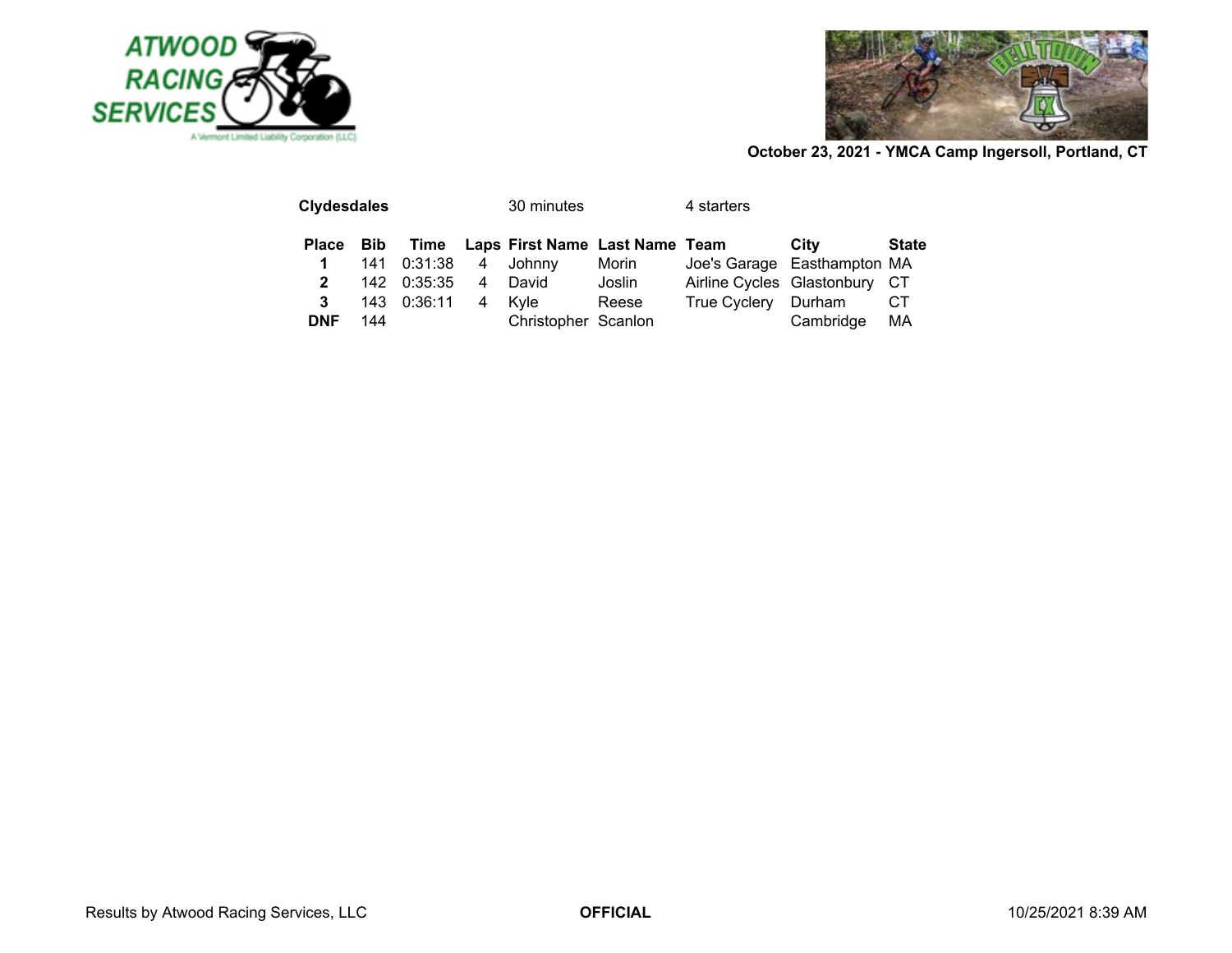October 23, 2021 - YMCA Camp Ingersoll, Portland, CT

**Clydesdales** 30 minutes 4 starters

| Place | Bib | Time | Laps | First Name | Last Name | Team | City | State |
|---|---|---|---|---|---|---|---|---|
| **1** | 141 | 0:31:38 | 4 | Johnny | Morin | Joe's Garage | Easthampton | MA |
| **2** | 142 | 0:35:35 | 4 | David | Joslin | Airline Cycles | Glastonbury | CT |
| **3** | 143 | 0:36:11 | 4 | Kyle | Reese | True Cyclery | Durham | CT |
| **DNF** | 144 | | | Christopher | Scanlon | | Cambridge | MA |

Results by Atwood Racing Services, LLC **OFFICIAL** 10/25/2021 8:39 AM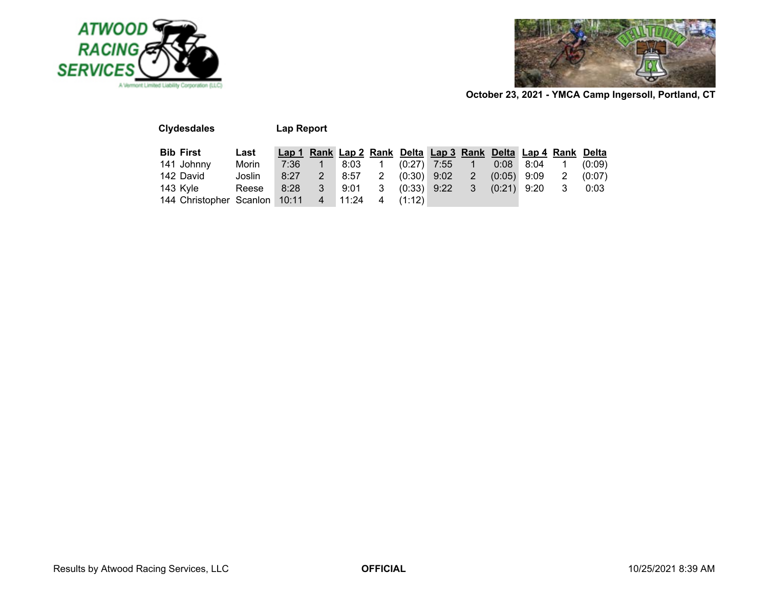October 23, 2021 - YMCA Camp Ingersoll, Portland, CT

**Clydesdales** **Lap Report**

| Bib | First | Last | Lap 1 | Rank | Lap 2 | Rank | Delta | Lap 3 | Rank | Delta | Lap 4 | Rank | Delta |
|---|---|---|---|---|---|---|---|---|---|---|---|---|---|
| 141 | Johnny | Morin | 7:36 | 1 | 8:03 | 1 | (0:27) | 7:55 | 1 | 0:08 | 8:04 | 1 | (0:09) |
| 142 | David | Joslin | 8:27 | 2 | 8:57 | 2 | (0:30) | 9:02 | 2 | (0:05) | 9:09 | 2 | (0:07) |
| 143 | Kyle | Reese | 8:28 | 3 | 9:01 | 3 | (0:33) | 9:22 | 3 | (0:21) | 9:20 | 3 | 0:03 |
| 144 | Christopher | Scanlon | 10:11 | 4 | 11:24 | 4 | (1:12) | | | | | | |

Results by Atwood Racing Services, LLC **OFFICIAL** 10/25/2021 8:39 AM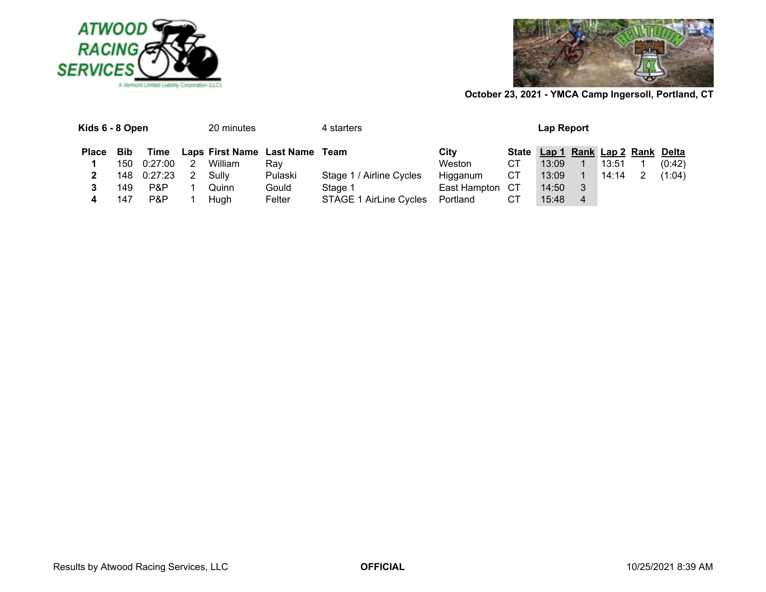October 23, 2021 - YMCA Camp Ingersoll, Portland, CT

**Kids 6 - 8 Open** 20 minutes 4 starters **Lap Report**

| Place | Bib | Time | Laps | First Name | Last Name | Team | City | State | Lap 1 | Rank | Lap 2 | Rank | Delta |
|---|---|---|---|---|---|---|---|---|---|---|---|---|---|
| **1** | 150 | 0:27:00 | 2 | William | Ray | | Weston | CT | 13:09 | 1 | 13:51 | 1 | (0:42) |
| **2** | 148 | 0:27:23 | 2 | Sully | Pulaski | Stage 1 / Airline Cycles | Higganum | CT | 13:09 | 1 | 14:14 | 2 | (1:04) |
| **3** | 149 | P&P | 1 | Quinn | Gould | Stage 1 | East Hampton | CT | 14:50 | 3 | | | |
| **4** | 147 | P&P | 1 | Hugh | Felter | STAGE 1 AirLine Cycles | Portland | CT | 15:48 | 4 | | | |

Results by Atwood Racing Services, LLC **OFFICIAL** 10/25/2021 8:39 AM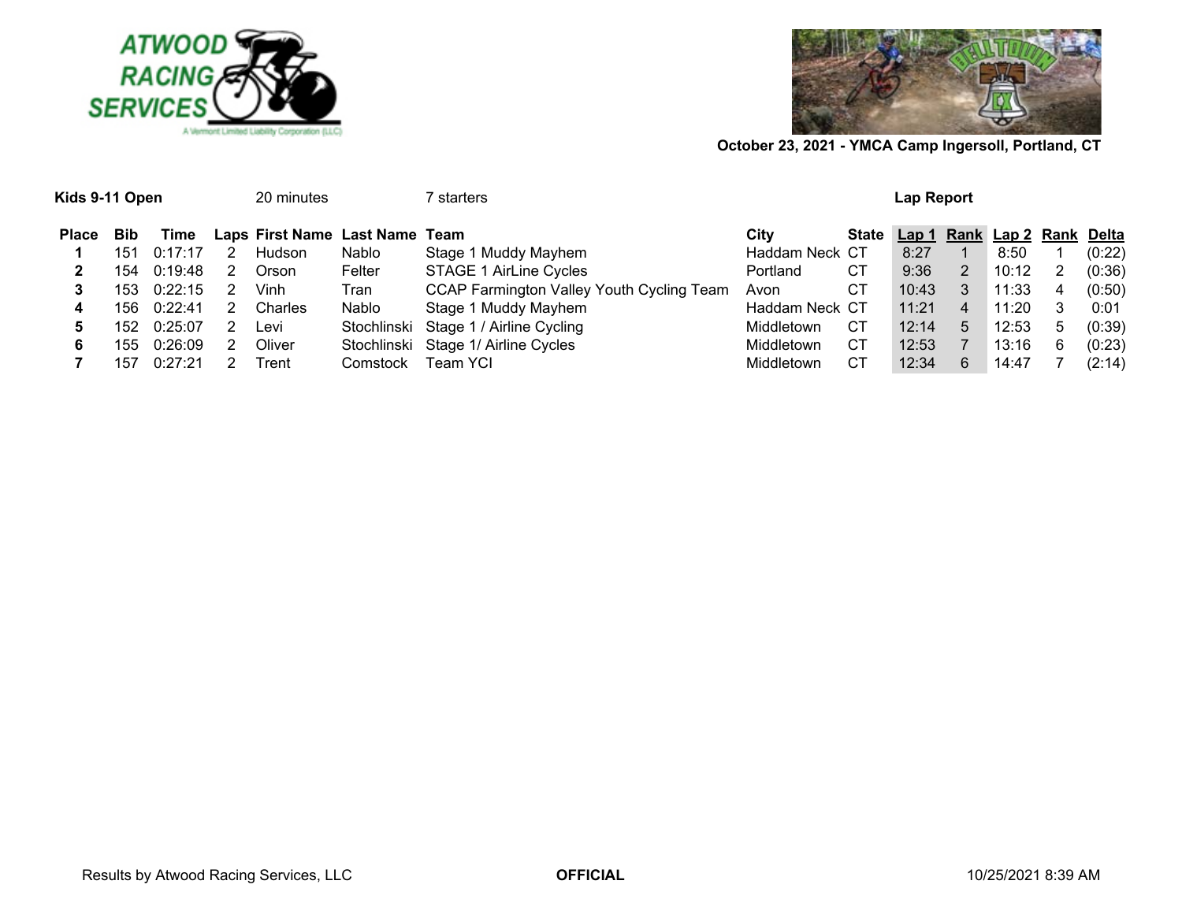October 23, 2021 - YMCA Camp Ingersoll, Portland, CT

**Kids 9-11 Open** 20 minutes 7 starters **Lap Report**

| Place | Bib | Time | Laps | First Name | Last Name | Team | City | State | Lap 1 | Rank | Lap 2 | Rank | Delta |
|---|---|---|---|---|---|---|---|---|---|---|---|---|---|
| **1** | 151 | 0:17:17 | 2 | Hudson | Nablo | Stage 1 Muddy Mayhem | Haddam Neck | CT | 8:27 | 1 | 8:50 | 1 | (0:22) |
| **2** | 154 | 0:19:48 | 2 | Orson | Felter | STAGE 1 AirLine Cycles | Portland | CT | 9:36 | 2 | 10:12 | 2 | (0:36) |
| **3** | 153 | 0:22:15 | 2 | Vinh | Tran | CCAP Farmington Valley Youth Cycling Team | Avon | CT | 10:43 | 3 | 11:33 | 4 | (0:50) |
| **4** | 156 | 0:22:41 | 2 | Charles | Nablo | Stage 1 Muddy Mayhem | Haddam Neck | CT | 11:21 | 4 | 11:20 | 3 | 0:01 |
| **5** | 152 | 0:25:07 | 2 | Levi | Stochlinski | Stage 1 / Airline Cycling | Middletown | CT | 12:14 | 5 | 12:53 | 5 | (0:39) |
| **6** | 155 | 0:26:09 | 2 | Oliver | Stochlinski | Stage 1/ Airline Cycles | Middletown | CT | 12:53 | 7 | 13:16 | 6 | (0:23) |
| **7** | 157 | 0:27:21 | 2 | Trent | Comstock | Team YCI | Middletown | CT | 12:34 | 6 | 14:47 | 7 | (2:14) |

Results by Atwood Racing Services, LLC **OFFICIAL** 10/25/2021 8:39 AM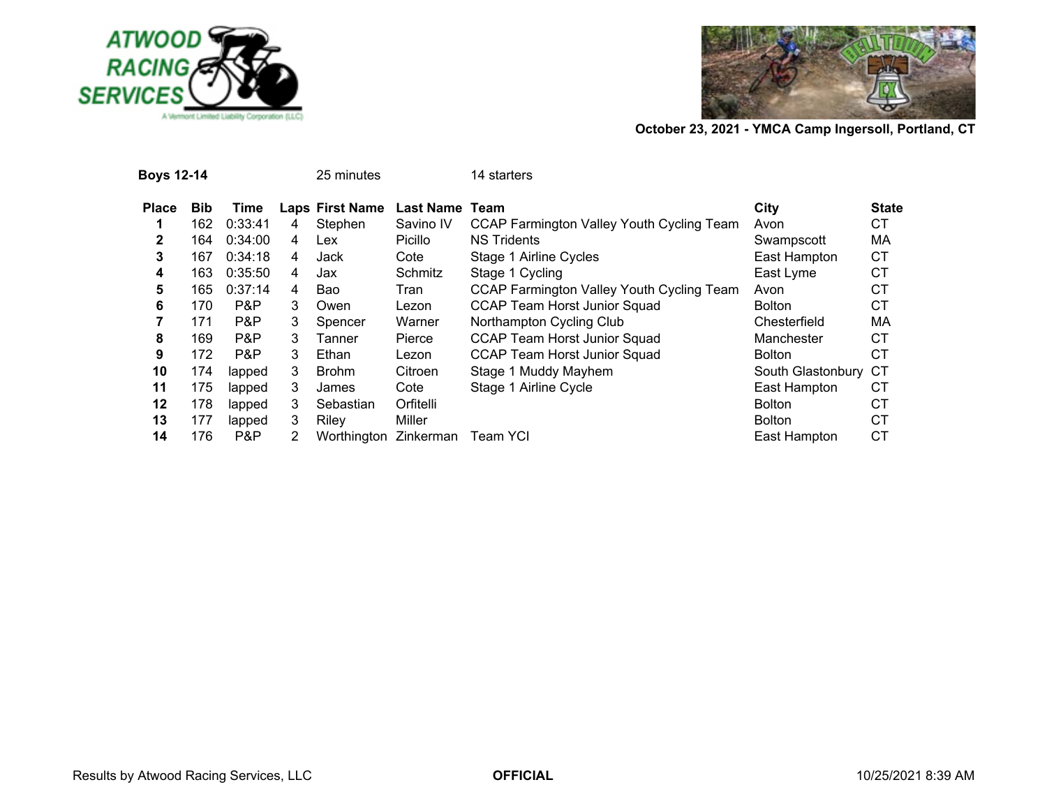October 23, 2021 - YMCA Camp Ingersoll, Portland, CT

**Boys 12-14** 25 minutes 14 starters

| Place | Bib | Time | Laps | First Name | Last Name | Team | City | State |
|---|---|---|---|---|---|---|---|---|
| **1** | 162 | 0:33:41 | 4 | Stephen | Savino IV | CCAP Farmington Valley Youth Cycling Team | Avon | CT |
| **2** | 164 | 0:34:00 | 4 | Lex | Picillo | NS Tridents | Swampscott | MA |
| **3** | 167 | 0:34:18 | 4 | Jack | Cote | Stage 1 Airline Cycles | East Hampton | CT |
| **4** | 163 | 0:35:50 | 4 | Jax | Schmitz | Stage 1 Cycling | East Lyme | CT |
| **5** | 165 | 0:37:14 | 4 | Bao | Tran | CCAP Farmington Valley Youth Cycling Team | Avon | CT |
| **6** | 170 | P&P | 3 | Owen | Lezon | CCAP Team Horst Junior Squad | Bolton | CT |
| **7** | 171 | P&P | 3 | Spencer | Warner | Northampton Cycling Club | Chesterfield | MA |
| **8** | 169 | P&P | 3 | Tanner | Pierce | CCAP Team Horst Junior Squad | Manchester | CT |
| **9** | 172 | P&P | 3 | Ethan | Lezon | CCAP Team Horst Junior Squad | Bolton | CT |
| **10** | 174 | lapped | 3 | Brohm | Citroen | Stage 1 Muddy Mayhem | South Glastonbury | CT |
| **11** | 175 | lapped | 3 | James | Cote | Stage 1 Airline Cycle | East Hampton | CT |
| **12** | 178 | lapped | 3 | Sebastian | Orfitelli | | Bolton | CT |
| **13** | 177 | lapped | 3 | Riley | Miller | | Bolton | CT |
| **14** | 176 | P&P | 2 | Worthington | Zinkerman | Team YCI | East Hampton | CT |

Results by Atwood Racing Services, LLC **OFFICIAL** 10/25/2021 8:39 AM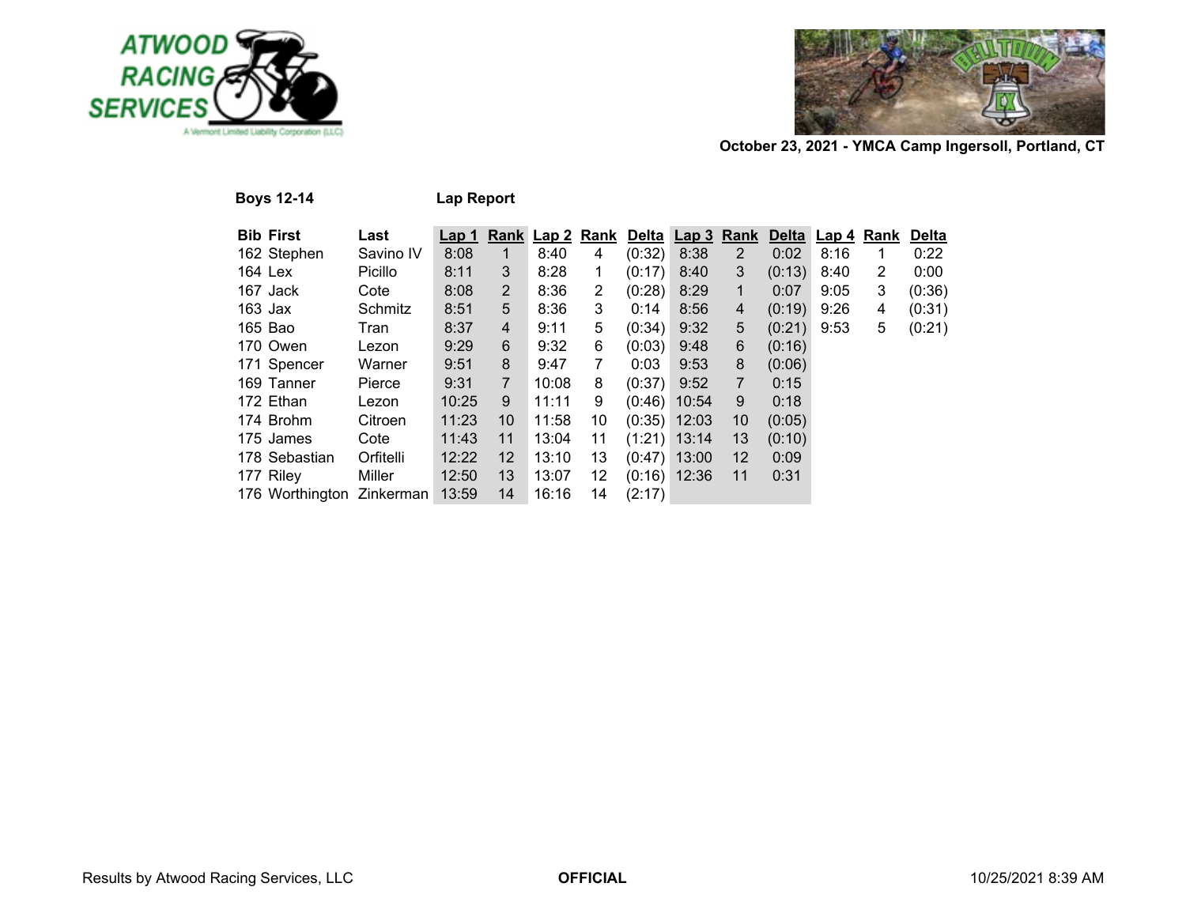October 23, 2021 - YMCA Camp Ingersoll, Portland, CT

**Boys 12-14** **Lap Report**

| Bib | First | Last | Lap 1 | Rank | Lap 2 | Rank | Delta | Lap 3 | Rank | Delta | Lap 4 | Rank | Delta |
|---|---|---|---|---|---|---|---|---|---|---|---|---|---|
| 162 | Stephen | Savino IV | 8:08 | 1 | 8:40 | 4 | (0:32) | 8:38 | 2 | 0:02 | 8:16 | 1 | 0:22 |
| 164 | Lex | Picillo | 8:11 | 3 | 8:28 | 1 | (0:17) | 8:40 | 3 | (0:13) | 8:40 | 2 | 0:00 |
| 167 | Jack | Cote | 8:08 | 2 | 8:36 | 2 | (0:28) | 8:29 | 1 | 0:07 | 9:05 | 3 | (0:36) |
| 163 | Jax | Schmitz | 8:51 | 5 | 8:36 | 3 | 0:14 | 8:56 | 4 | (0:19) | 9:26 | 4 | (0:31) |
| 165 | Bao | Tran | 8:37 | 4 | 9:11 | 5 | (0:34) | 9:32 | 5 | (0:21) | 9:53 | 5 | (0:21) |
| 170 | Owen | Lezon | 9:29 | 6 | 9:32 | 6 | (0:03) | 9:48 | 6 | (0:16) | | | |
| 171 | Spencer | Warner | 9:51 | 8 | 9:47 | 7 | 0:03 | 9:53 | 8 | (0:06) | | | |
| 169 | Tanner | Pierce | 9:31 | 7 | 10:08 | 8 | (0:37) | 9:52 | 7 | 0:15 | | | |
| 172 | Ethan | Lezon | 10:25 | 9 | 11:11 | 9 | (0:46) | 10:54 | 9 | 0:18 | | | |
| 174 | Brohm | Citroen | 11:23 | 10 | 11:58 | 10 | (0:35) | 12:03 | 10 | (0:05) | | | |
| 175 | James | Cote | 11:43 | 11 | 13:04 | 11 | (1:21) | 13:14 | 13 | (0:10) | | | |
| 178 | Sebastian | Orfitelli | 12:22 | 12 | 13:10 | 13 | (0:47) | 13:00 | 12 | 0:09 | | | |
| 177 | Riley | Miller | 12:50 | 13 | 13:07 | 12 | (0:16) | 12:36 | 11 | 0:31 | | | |
| 176 | Worthington | Zinkerman | 13:59 | 14 | 16:16 | 14 | (2:17) | | | | | | |

Results by Atwood Racing Services, LLC **OFFICIAL** 10/25/2021 8:39 AM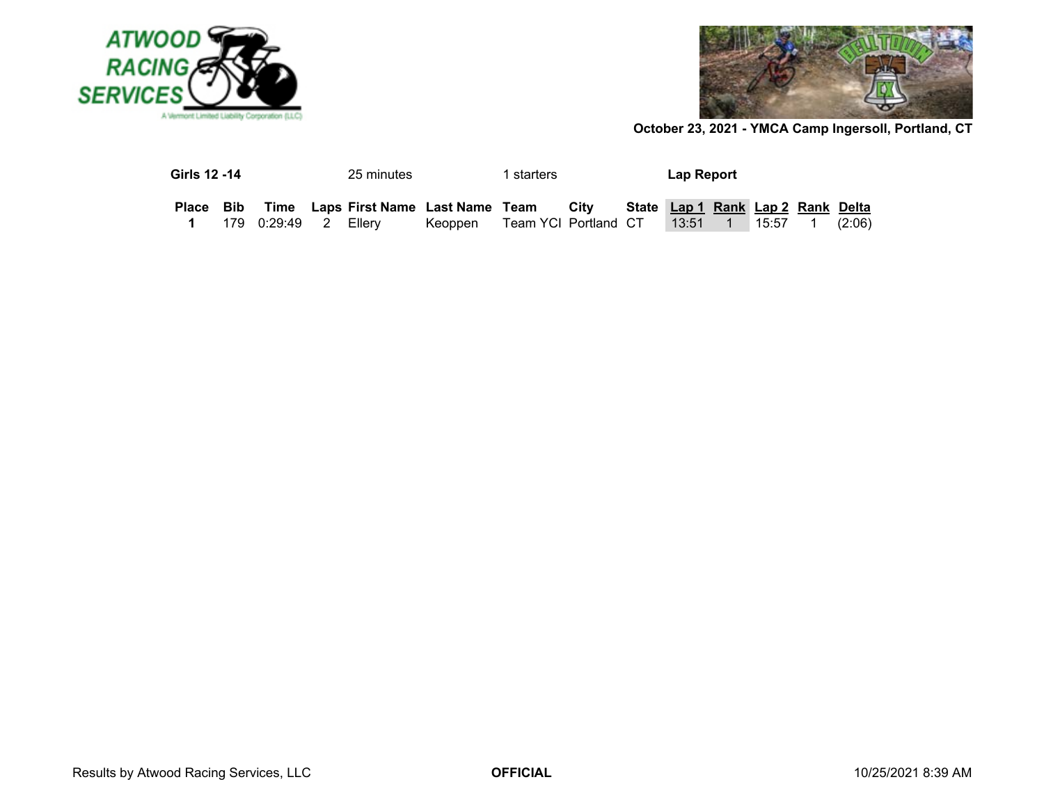October 23, 2021 - YMCA Camp Ingersoll, Portland, CT

**Girls 12 -14** 25 minutes 1 starters **Lap Report**

| Place | Bib | Time | Laps | First Name | Last Name | Team | City | State | Lap 1 | Rank | Lap 2 | Rank | Delta |
|---|---|---|---|---|---|---|---|---|---|---|---|---|---|
| **1** | 179 | 0:29:49 | 2 | Ellery | Keoppen | Team YCI | Portland | CT | 13:51 | 1 | 15:57 | 1 | (2:06) |

Results by Atwood Racing Services, LLC **OFFICIAL** 10/25/2021 8:39 AM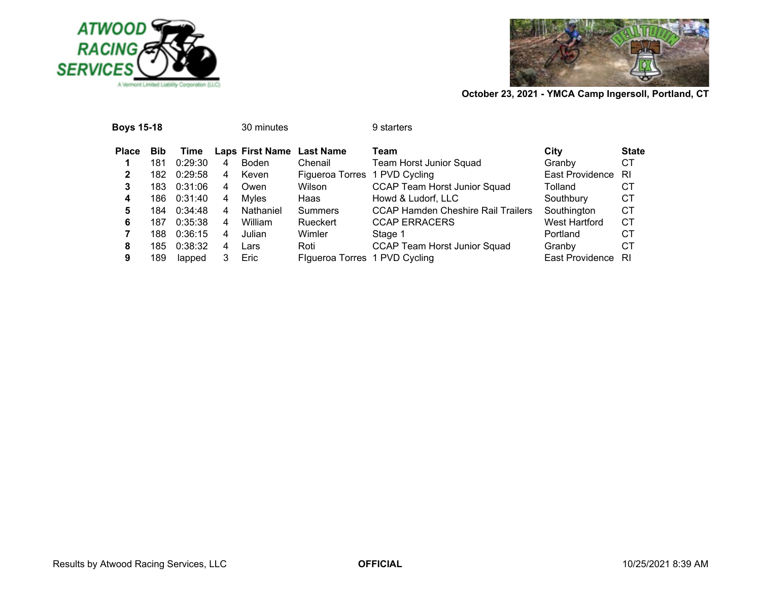October 23, 2021 - YMCA Camp Ingersoll, Portland, CT

**Boys 15-18** 30 minutes 9 starters

| Place | Bib | Time | Laps | First Name | Last Name | Team | City | State |
|---|---|---|---|---|---|---|---|---|
| **1** | 181 | 0:29:30 | 4 | Boden | Chenail | Team Horst Junior Squad | Granby | CT |
| **2** | 182 | 0:29:58 | 4 | Keven | Figueroa Torres | 1 PVD Cycling | East Providence | RI |
| **3** | 183 | 0:31:06 | 4 | Owen | Wilson | CCAP Team Horst Junior Squad | Tolland | CT |
| **4** | 186 | 0:31:40 | 4 | Myles | Haas | Howd & Ludorf, LLC | Southbury | CT |
| **5** | 184 | 0:34:48 | 4 | Nathaniel | Summers | CCAP Hamden Cheshire Rail Trailers | Southington | CT |
| **6** | 187 | 0:35:38 | 4 | William | Rueckert | CCAP ERRACERS | West Hartford | CT |
| **7** | 188 | 0:36:15 | 4 | Julian | Wimler | Stage 1 | Portland | CT |
| **8** | 185 | 0:38:32 | 4 | Lars | Roti | CCAP Team Horst Junior Squad | Granby | CT |
| **9** | 189 | lapped | 3 | Eric | FIgueroa Torres | 1 PVD Cycling | East Providence | RI |

Results by Atwood Racing Services, LLC **OFFICIAL** 10/25/2021 8:39 AM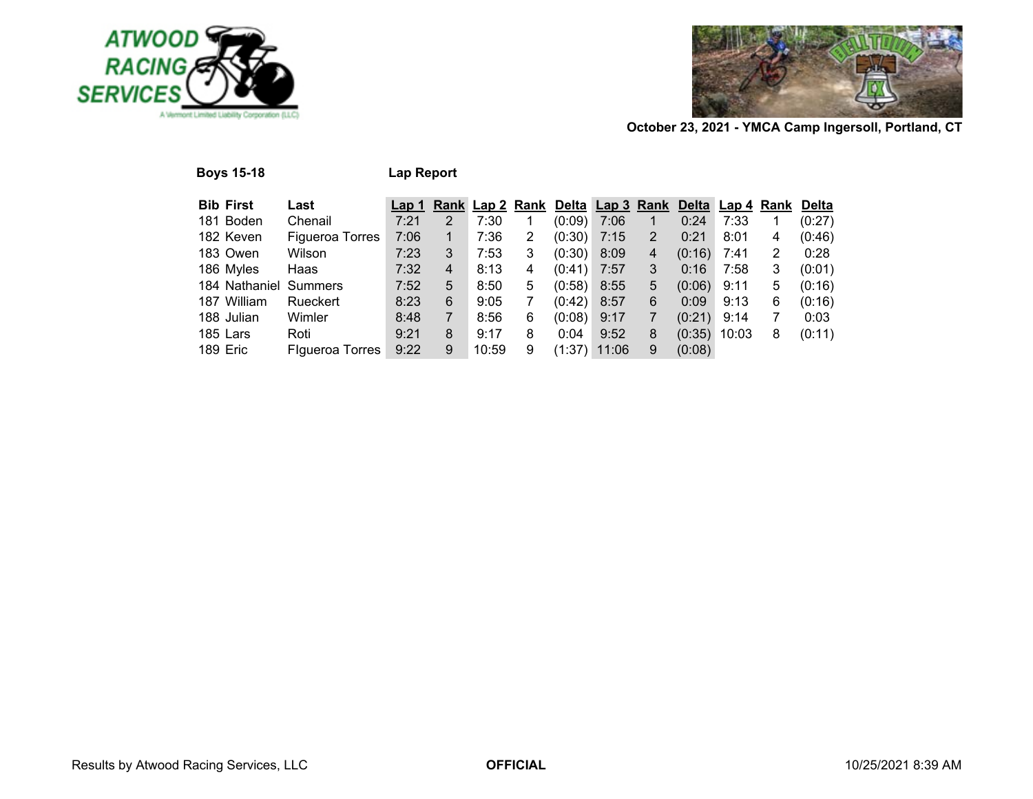October 23, 2021 - YMCA Camp Ingersoll, Portland, CT

**Boys 15-18** **Lap Report**

| Bib | First | Last | Lap 1 | Rank | Lap 2 | Rank | Delta | Lap 3 | Rank | Delta | Lap 4 | Rank | Delta |
|---|---|---|---|---|---|---|---|---|---|---|---|---|---|
| 181 | Boden | Chenail | 7:21 | 2 | 7:30 | 1 | (0:09) | 7:06 | 1 | 0:24 | 7:33 | 1 | (0:27) |
| 182 | Keven | Figueroa Torres | 7:06 | 1 | 7:36 | 2 | (0:30) | 7:15 | 2 | 0:21 | 8:01 | 4 | (0:46) |
| 183 | Owen | Wilson | 7:23 | 3 | 7:53 | 3 | (0:30) | 8:09 | 4 | (0:16) | 7:41 | 2 | 0:28 |
| 186 | Myles | Haas | 7:32 | 4 | 8:13 | 4 | (0:41) | 7:57 | 3 | 0:16 | 7:58 | 3 | (0:01) |
| 184 | Nathaniel | Summers | 7:52 | 5 | 8:50 | 5 | (0:58) | 8:55 | 5 | (0:06) | 9:11 | 5 | (0:16) |
| 187 | William | Rueckert | 8:23 | 6 | 9:05 | 7 | (0:42) | 8:57 | 6 | 0:09 | 9:13 | 6 | (0:16) |
| 188 | Julian | Wimler | 8:48 | 7 | 8:56 | 6 | (0:08) | 9:17 | 7 | (0:21) | 9:14 | 7 | 0:03 |
| 185 | Lars | Roti | 9:21 | 8 | 9:17 | 8 | 0:04 | 9:52 | 8 | (0:35) | 10:03 | 8 | (0:11) |
| 189 | Eric | FIgueroa Torres | 9:22 | 9 | 10:59 | 9 | (1:37) | 11:06 | 9 | (0:08) | | | |

Results by Atwood Racing Services, LLC **OFFICIAL** 10/25/2021 8:39 AM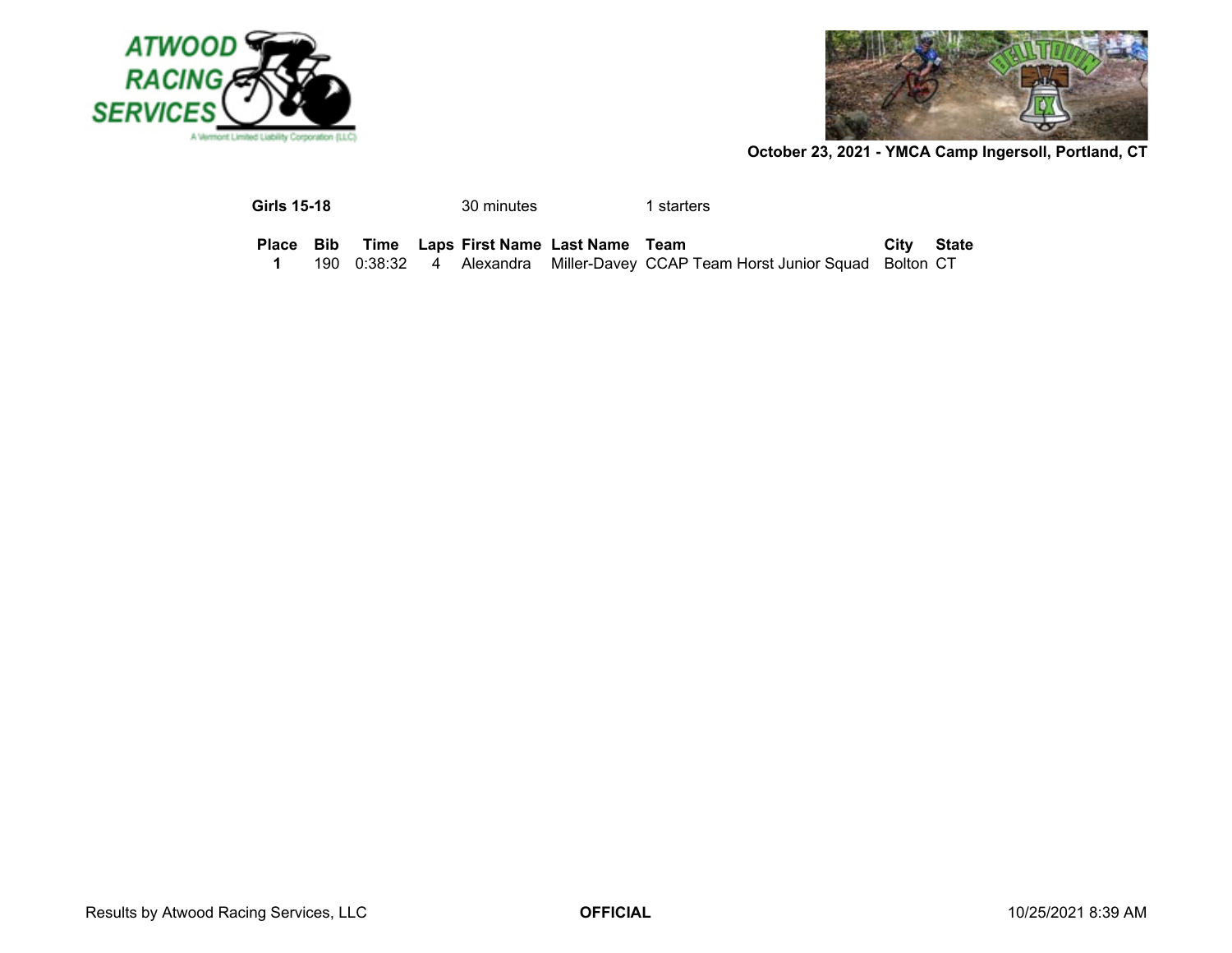October 23, 2021 - YMCA Camp Ingersoll, Portland, CT

**Girls 15-18** | 30 minutes | 1 starters

| Place | Bib | Time | Laps | First Name | Last Name | Team | City | State |
|---|---|---|---|---|---|---|---|---|
| **1** | 190 | 0:38:32 | 4 | Alexandra | Miller-Davey | CCAP Team Horst Junior Squad | Bolton | CT |

Results by Atwood Racing Services, LLC | **OFFICIAL** | 10/25/2021 8:39 AM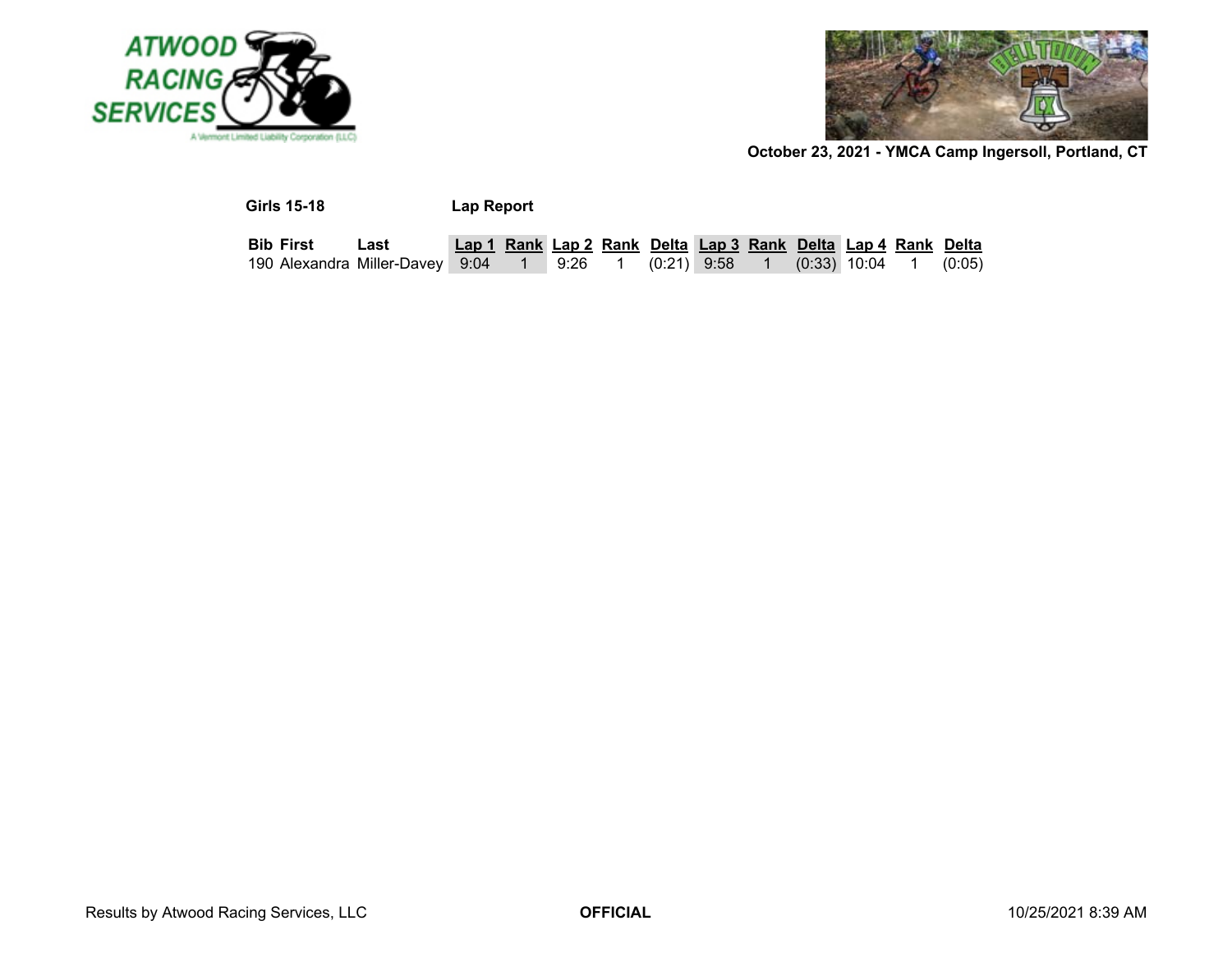October 23, 2021 - YMCA Camp Ingersoll, Portland, CT

**Girls 15-18** **Lap Report**

| Bib | First | Last | Lap 1 | Rank | Lap 2 | Rank | Delta | Lap 3 | Rank | Delta | Lap 4 | Rank | Delta |
|---|---|---|---|---|---|---|---|---|---|---|---|---|---|
| 190 | Alexandra | Miller-Davey | 9:04 | 1 | 9:26 | 1 | (0:21) | 9:58 | 1 | (0:33) | 10:04 | 1 | (0:05) |

Results by Atwood Racing Services, LLC **OFFICIAL** 10/25/2021 8:39 AM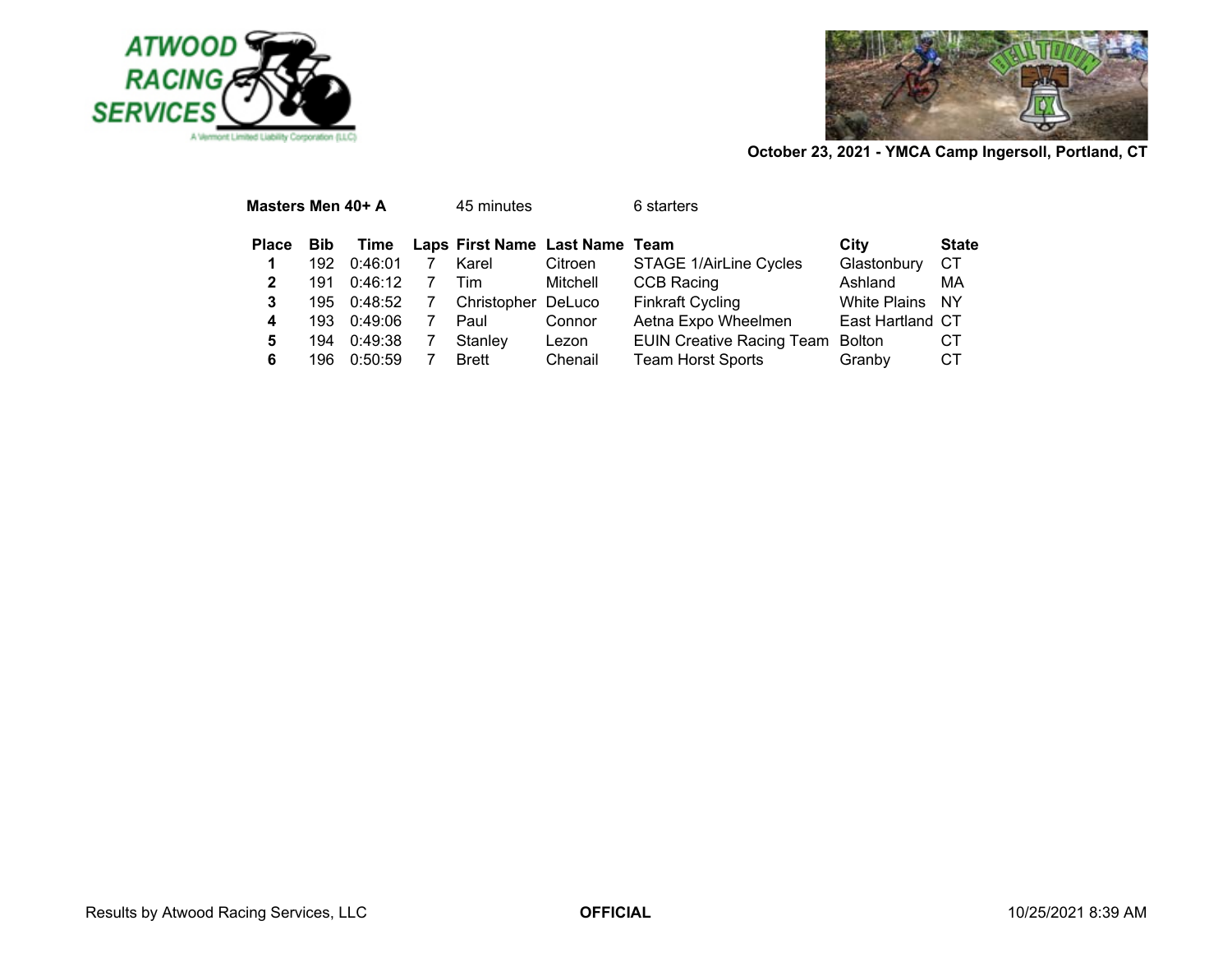October 23, 2021 - YMCA Camp Ingersoll, Portland, CT

**Masters Men 40+ A** 45 minutes 6 starters

| Place | Bib | Time | Laps | First Name | Last Name | Team | City | State |
|---|---|---|---|---|---|---|---|---|
| **1** | 192 | 0:46:01 | 7 | Karel | Citroen | STAGE 1/AirLine Cycles | Glastonbury | CT |
| **2** | 191 | 0:46:12 | 7 | Tim | Mitchell | CCB Racing | Ashland | MA |
| **3** | 195 | 0:48:52 | 7 | Christopher | DeLuco | Finkraft Cycling | White Plains | NY |
| **4** | 193 | 0:49:06 | 7 | Paul | Connor | Aetna Expo Wheelmen | East Hartland | CT |
| **5** | 194 | 0:49:38 | 7 | Stanley | Lezon | EUIN Creative Racing Team | Bolton | CT |
| **6** | 196 | 0:50:59 | 7 | Brett | Chenail | Team Horst Sports | Granby | CT |

Results by Atwood Racing Services, LLC **OFFICIAL** 10/25/2021 8:39 AM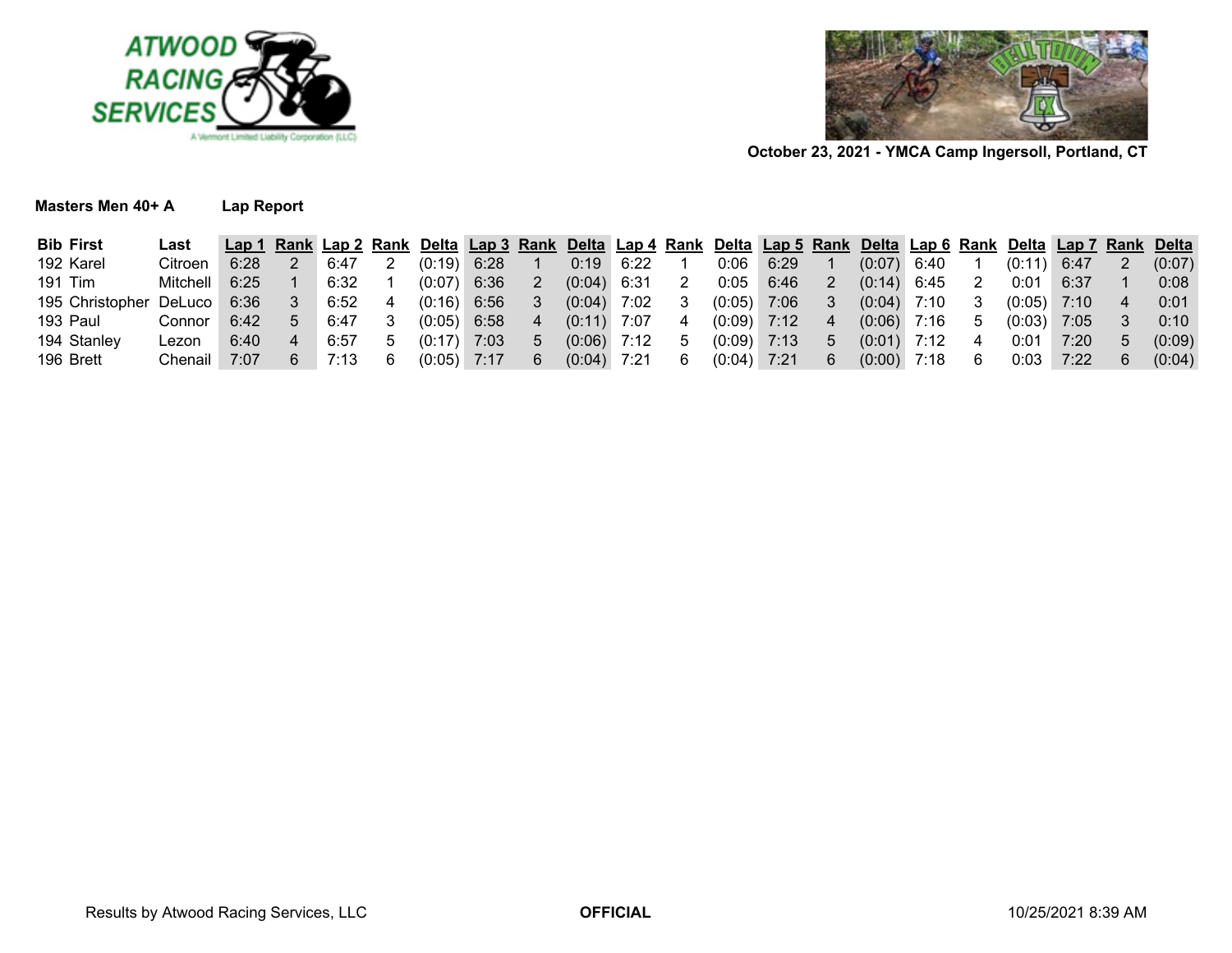October 23, 2021 - YMCA Camp Ingersoll, Portland, CT

**Masters Men 40+ A** **Lap Report**

| Bib | First | Last | Lap 1 | Rank | Lap 2 | Rank | Delta | Lap 3 | Rank | Delta | Lap 4 | Rank | Delta | Lap 5 | Rank | Delta | Lap 6 | Rank | Delta | Lap 7 | Rank | Delta |
|---|---|---|---|---|---|---|---|---|---|---|---|---|---|---|---|---|---|---|---|---|---|---|
| 192 | Karel | Citroen | 6:28 | 2 | 6:47 | 2 | (0:19) | 6:28 | 1 | 0:19 | 6:22 | 1 | 0:06 | 6:29 | 1 | (0:07) | 6:40 | 1 | (0:11) | 6:47 | 2 | (0:07) |
| 191 | Tim | Mitchell | 6:25 | 1 | 6:32 | 1 | (0:07) | 6:36 | 2 | (0:04) | 6:31 | 2 | 0:05 | 6:46 | 2 | (0:14) | 6:45 | 2 | 0:01 | 6:37 | 1 | 0:08 |
| 195 | Christopher | DeLuco | 6:36 | 3 | 6:52 | 4 | (0:16) | 6:56 | 3 | (0:04) | 7:02 | 3 | (0:05) | 7:06 | 3 | (0:04) | 7:10 | 3 | (0:05) | 7:10 | 4 | 0:01 |
| 193 | Paul | Connor | 6:42 | 5 | 6:47 | 3 | (0:05) | 6:58 | 4 | (0:11) | 7:07 | 4 | (0:09) | 7:12 | 4 | (0:06) | 7:16 | 5 | (0:03) | 7:05 | 3 | 0:10 |
| 194 | Stanley | Lezon | 6:40 | 4 | 6:57 | 5 | (0:17) | 7:03 | 5 | (0:06) | 7:12 | 5 | (0:09) | 7:13 | 5 | (0:01) | 7:12 | 4 | 0:01 | 7:20 | 5 | (0:09) |
| 196 | Brett | Chenail | 7:07 | 6 | 7:13 | 6 | (0:05) | 7:17 | 6 | (0:04) | 7:21 | 6 | (0:04) | 7:21 | 6 | (0:00) | 7:18 | 6 | 0:03 | 7:22 | 6 | (0:04) |

Results by Atwood Racing Services, LLC **OFFICIAL** 10/25/2021 8:39 AM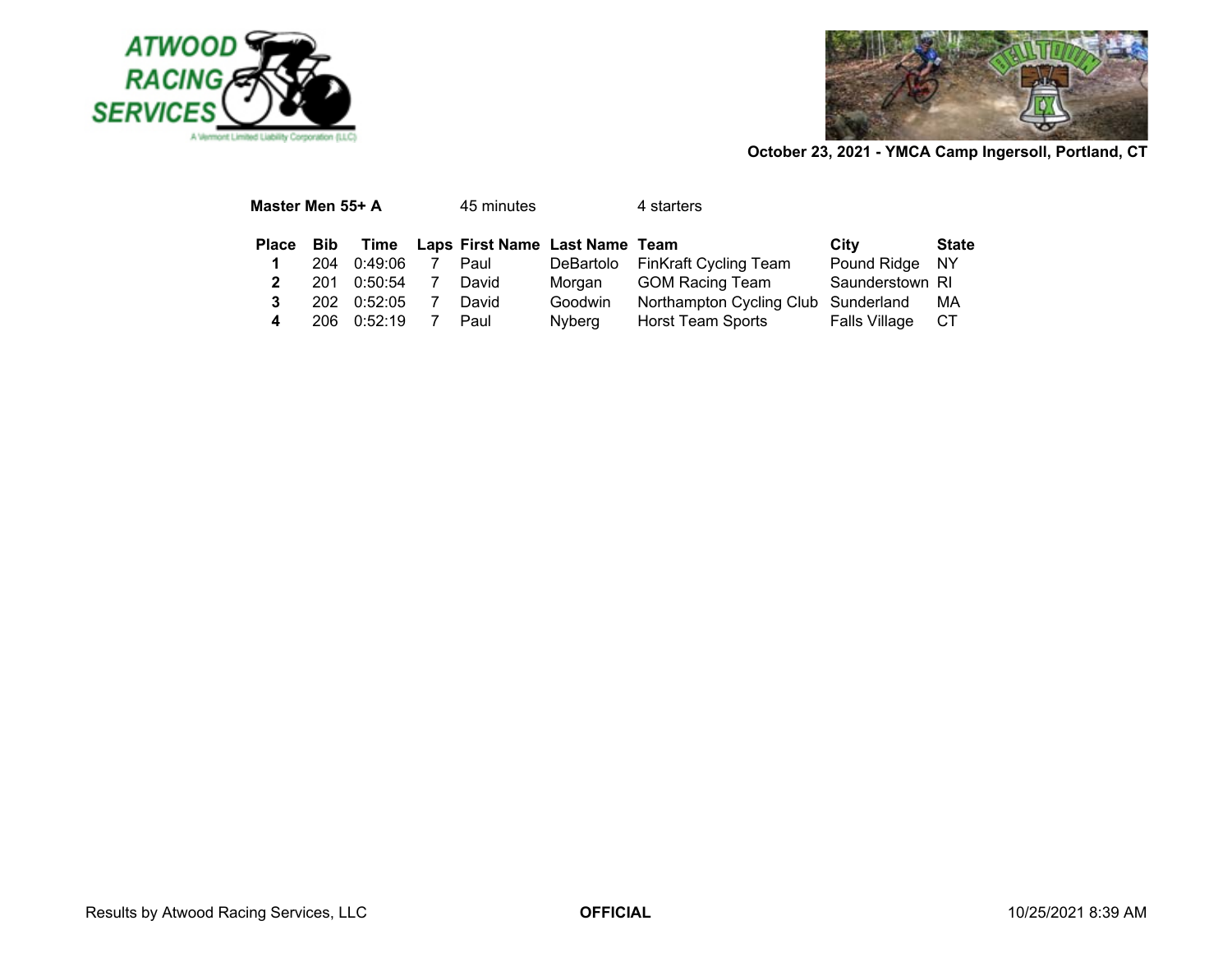October 23, 2021 - YMCA Camp Ingersoll, Portland, CT

**Master Men 55+ A** 45 minutes 4 starters

| Place | Bib | Time | Laps | First Name | Last Name | Team | City | State |
|---|---|---|---|---|---|---|---|---|
| **1** | 204 | 0:49:06 | 7 | Paul | DeBartolo | FinKraft Cycling Team | Pound Ridge | NY |
| **2** | 201 | 0:50:54 | 7 | David | Morgan | GOM Racing Team | Saunderstown | RI |
| **3** | 202 | 0:52:05 | 7 | David | Goodwin | Northampton Cycling Club | Sunderland | MA |
| **4** | 206 | 0:52:19 | 7 | Paul | Nyberg | Horst Team Sports | Falls Village | CT |

Results by Atwood Racing Services, LLC **OFFICIAL** 10/25/2021 8:39 AM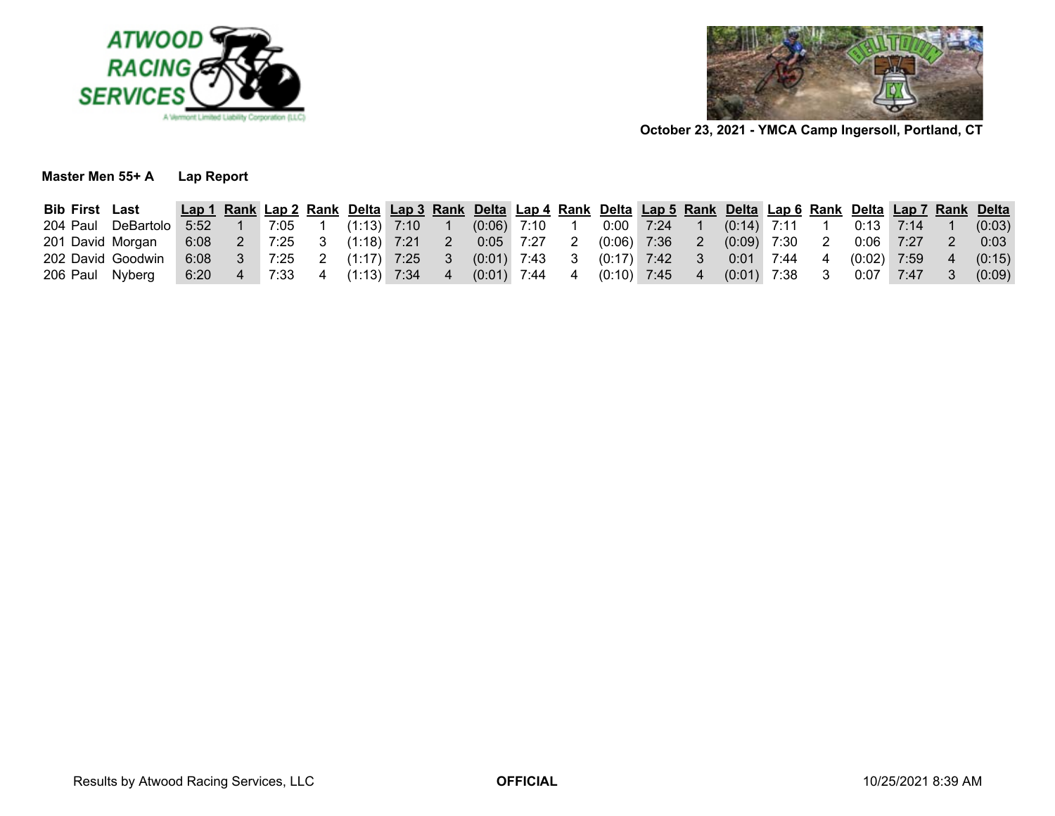October 23, 2021 - YMCA Camp Ingersoll, Portland, CT

**Master Men 55+ A** **Lap Report**

| Bib | First | Last | Lap 1 | Rank | Lap 2 | Rank | Delta | Lap 3 | Rank | Delta | Lap 4 | Rank | Delta | Lap 5 | Rank | Delta | Lap 6 | Rank | Delta | Lap 7 | Rank | Delta |
|---|---|---|---|---|---|---|---|---|---|---|---|---|---|---|---|---|---|---|---|---|---|---|
| 204 | Paul | DeBartolo | 5:52 | 1 | 7:05 | 1 | (1:13) | 7:10 | 1 | (0:06) | 7:10 | 1 | 0:00 | 7:24 | 1 | (0:14) | 7:11 | 1 | 0:13 | 7:14 | 1 | (0:03) |
| 201 | David | Morgan | 6:08 | 2 | 7:25 | 3 | (1:18) | 7:21 | 2 | 0:05 | 7:27 | 2 | (0:06) | 7:36 | 2 | (0:09) | 7:30 | 2 | 0:06 | 7:27 | 2 | 0:03 |
| 202 | David | Goodwin | 6:08 | 3 | 7:25 | 2 | (1:17) | 7:25 | 3 | (0:01) | 7:43 | 3 | (0:17) | 7:42 | 3 | 0:01 | 7:44 | 4 | (0:02) | 7:59 | 4 | (0:15) |
| 206 | Paul | Nyberg | 6:20 | 4 | 7:33 | 4 | (1:13) | 7:34 | 4 | (0:01) | 7:44 | 4 | (0:10) | 7:45 | 4 | (0:01) | 7:38 | 3 | 0:07 | 7:47 | 3 | (0:09) |

Results by Atwood Racing Services, LLC **OFFICIAL** 10/25/2021 8:39 AM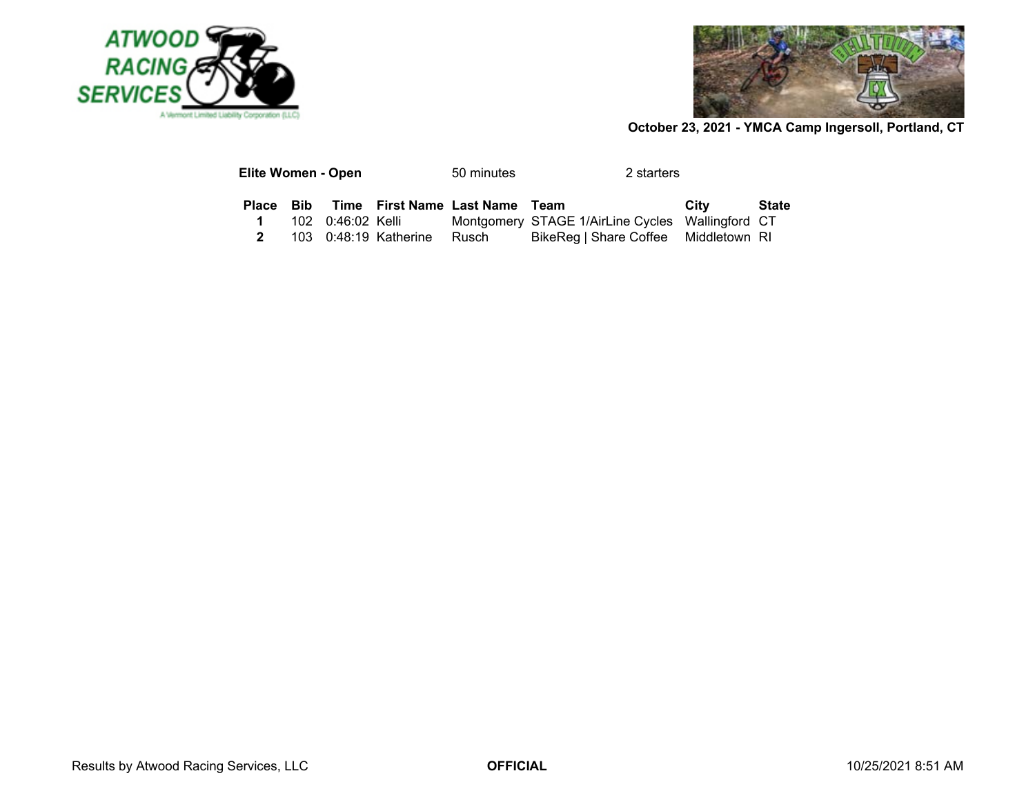October 23, 2021 - YMCA Camp Ingersoll, Portland, CT

**Elite Women - Open** 50 minutes 2 starters

| Place | Bib | Time | First Name | Last Name | Team | City | State |
|---|---|---|---|---|---|---|---|
| **1** | 102 | 0:46:02 | Kelli | Montgomery | STAGE 1/AirLine Cycles | Wallingford | CT |
| **2** | 103 | 0:48:19 | Katherine | Rusch | BikeReg \| Share Coffee | Middletown | RI |

Results by Atwood Racing Services, LLC **OFFICIAL** 10/25/2021 8:51 AM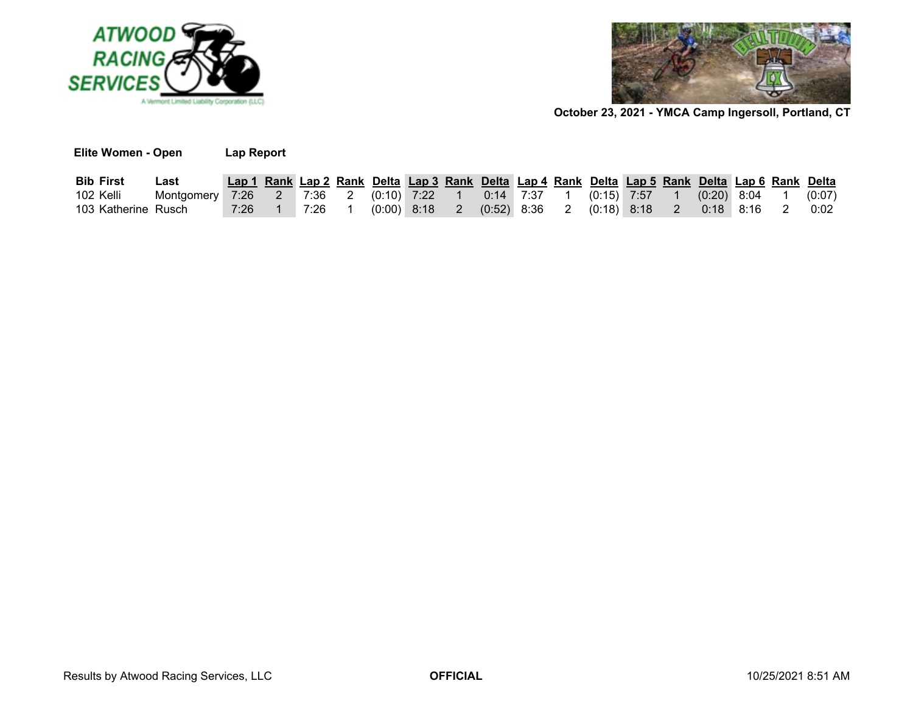October 23, 2021 - YMCA Camp Ingersoll, Portland, CT

**Elite Women - Open** **Lap Report**

| Bib | First | Last | Lap 1 | Rank | Lap 2 | Rank | Delta | Lap 3 | Rank | Delta | Lap 4 | Rank | Delta | Lap 5 | Rank | Delta | Lap 6 | Rank | Delta |
|---|---|---|---|---|---|---|---|---|---|---|---|---|---|---|---|---|---|---|---|
| 102 | Kelli | Montgomery | 7:26 | 2 | 7:36 | 2 | (0:10) | 7:22 | 1 | 0:14 | 7:37 | 1 | (0:15) | 7:57 | 1 | (0:20) | 8:04 | 1 | (0:07) |
| 103 | Katherine | Rusch | 7:26 | 1 | 7:26 | 1 | (0:00) | 8:18 | 2 | (0:52) | 8:36 | 2 | (0:18) | 8:18 | 2 | 0:18 | 8:16 | 2 | 0:02 |

Results by Atwood Racing Services, LLC **OFFICIAL** 10/25/2021 8:51 AM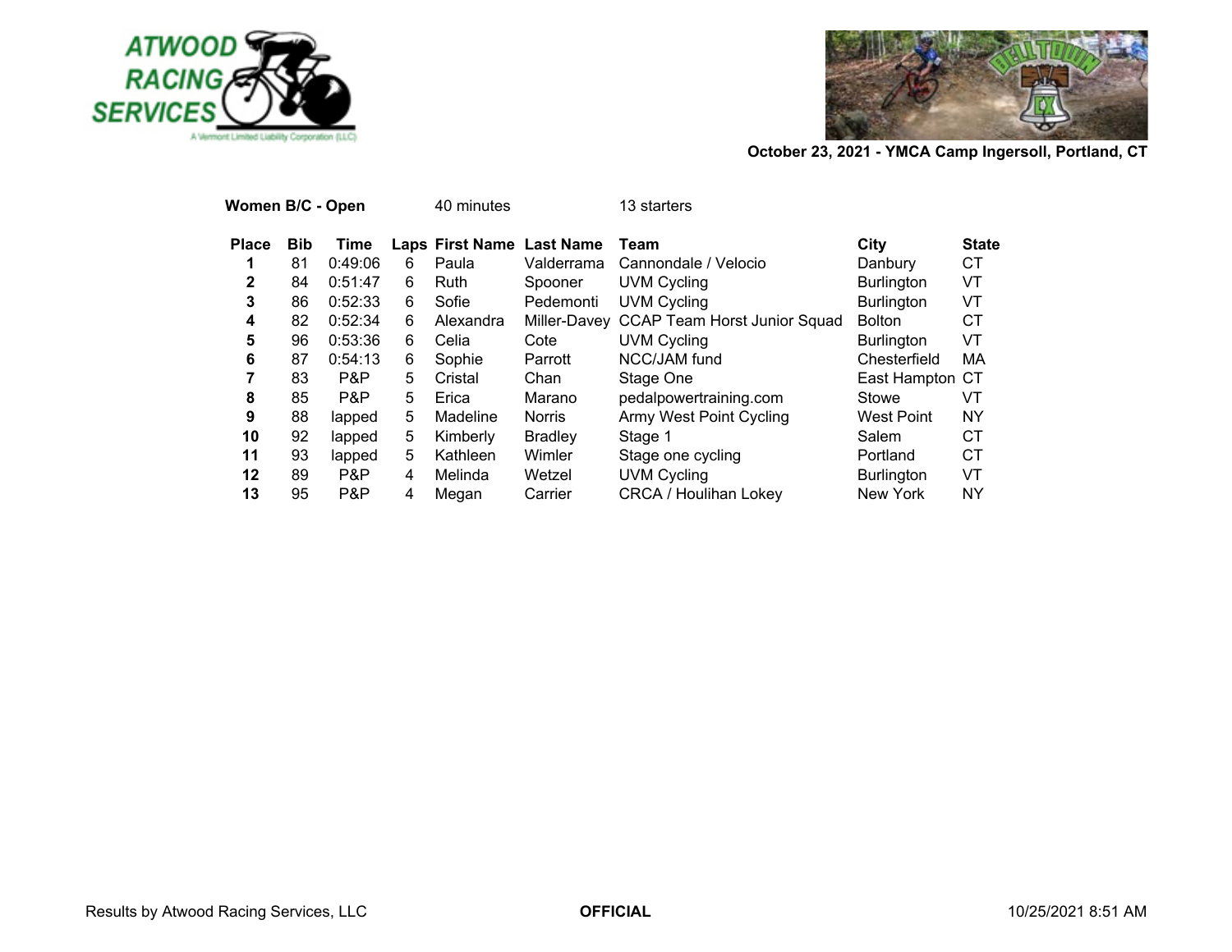ATWOOD RACING SERVICES

A Vermont Limited Liability Corporation (LLC)

**October 23, 2021 - YMCA Camp Ingersoll, Portland, CT**

**Women B/C - Open** 40 minutes 13 starters

| Place | Bib | Time | Laps | First Name | Last Name | Team | City | State |
|---|---|---|---|---|---|---|---|---|
| **1** | 81 | 0:49:06 | 6 | Paula | Valderrama | Cannondale / Velocio | Danbury | CT |
| **2** | 84 | 0:51:47 | 6 | Ruth | Spooner | UVM Cycling | Burlington | VT |
| **3** | 86 | 0:52:33 | 6 | Sofie | Pedemonti | UVM Cycling | Burlington | VT |
| **4** | 82 | 0:52:34 | 6 | Alexandra | Miller-Davey | CCAP Team Horst Junior Squad | Bolton | CT |
| **5** | 96 | 0:53:36 | 6 | Celia | Cote | UVM Cycling | Burlington | VT |
| **6** | 87 | 0:54:13 | 6 | Sophie | Parrott | NCC/JAM fund | Chesterfield | MA |
| **7** | 83 | P&P | 5 | Cristal | Chan | Stage One | East Hampton | CT |
| **8** | 85 | P&P | 5 | Erica | Marano | pedalpowertraining.com | Stowe | VT |
| **9** | 88 | lapped | 5 | Madeline | Norris | Army West Point Cycling | West Point | NY |
| **10** | 92 | lapped | 5 | Kimberly | Bradley | Stage 1 | Salem | CT |
| **11** | 93 | lapped | 5 | Kathleen | Wimler | Stage one cycling | Portland | CT |
| **12** | 89 | P&P | 4 | Melinda | Wetzel | UVM Cycling | Burlington | VT |
| **13** | 95 | P&P | 4 | Megan | Carrier | CRCA / Houlihan Lokey | New York | NY |

Results by Atwood Racing Services, LLC **OFFICIAL** 10/25/2021 8:51 AM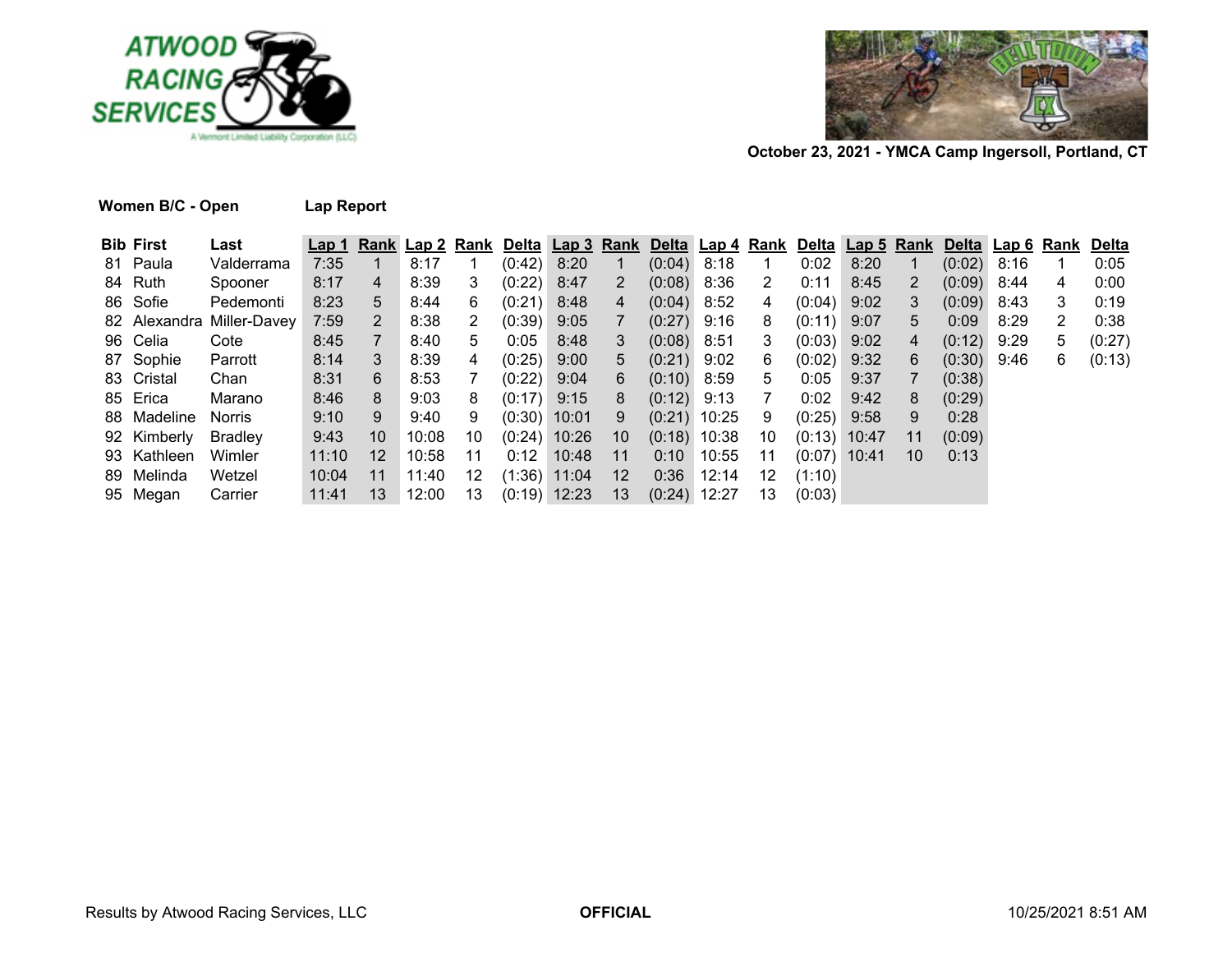**ATWOOD RACING SERVICES**
A Vermont Limited Liability Corporation (LLC)

**October 23, 2021 - YMCA Camp Ingersoll, Portland, CT**

**Women B/C - Open** **Lap Report**

| Bib | First | Last | Lap 1 | Rank | Lap 2 | Rank | Delta | Lap 3 | Rank | Delta | Lap 4 | Rank | Delta | Lap 5 | Rank | Delta | Lap 6 | Rank | Delta |
|---|---|---|---|---|---|---|---|---|---|---|---|---|---|---|---|---|---|---|---|
| 81 | Paula | Valderrama | 7:35 | 1 | 8:17 | 1 | (0:42) | 8:20 | 1 | (0:04) | 8:18 | 1 | 0:02 | 8:20 | 1 | (0:02) | 8:16 | 1 | 0:05 |
| 84 | Ruth | Spooner | 8:17 | 4 | 8:39 | 3 | (0:22) | 8:47 | 2 | (0:08) | 8:36 | 2 | 0:11 | 8:45 | 2 | (0:09) | 8:44 | 4 | 0:00 |
| 86 | Sofie | Pedemonti | 8:23 | 5 | 8:44 | 6 | (0:21) | 8:48 | 4 | (0:04) | 8:52 | 4 | (0:04) | 9:02 | 3 | (0:09) | 8:43 | 3 | 0:19 |
| 82 | Alexandra | Miller-Davey | 7:59 | 2 | 8:38 | 2 | (0:39) | 9:05 | 7 | (0:27) | 9:16 | 8 | (0:11) | 9:07 | 5 | 0:09 | 8:29 | 2 | 0:38 |
| 96 | Celia | Cote | 8:45 | 7 | 8:40 | 5 | 0:05 | 8:48 | 3 | (0:08) | 8:51 | 3 | (0:03) | 9:02 | 4 | (0:12) | 9:29 | 5 | (0:27) |
| 87 | Sophie | Parrott | 8:14 | 3 | 8:39 | 4 | (0:25) | 9:00 | 5 | (0:21) | 9:02 | 6 | (0:02) | 9:32 | 6 | (0:30) | 9:46 | 6 | (0:13) |
| 83 | Cristal | Chan | 8:31 | 6 | 8:53 | 7 | (0:22) | 9:04 | 6 | (0:10) | 8:59 | 5 | 0:05 | 9:37 | 7 | (0:38) | | | |
| 85 | Erica | Marano | 8:46 | 8 | 9:03 | 8 | (0:17) | 9:15 | 8 | (0:12) | 9:13 | 7 | 0:02 | 9:42 | 8 | (0:29) | | | |
| 88 | Madeline | Norris | 9:10 | 9 | 9:40 | 9 | (0:30) | 10:01 | 9 | (0:21) | 10:25 | 9 | (0:25) | 9:58 | 9 | 0:28 | | | |
| 92 | Kimberly | Bradley | 9:43 | 10 | 10:08 | 10 | (0:24) | 10:26 | 10 | (0:18) | 10:38 | 10 | (0:13) | 10:47 | 11 | (0:09) | | | |
| 93 | Kathleen | Wimler | 11:10 | 12 | 10:58 | 11 | 0:12 | 10:48 | 11 | 0:10 | 10:55 | 11 | (0:07) | 10:41 | 10 | 0:13 | | | |
| 89 | Melinda | Wetzel | 10:04 | 11 | 11:40 | 12 | (1:36) | 11:04 | 12 | 0:36 | 12:14 | 12 | (1:10) | | | | | | |
| 95 | Megan | Carrier | 11:41 | 13 | 12:00 | 13 | (0:19) | 12:23 | 13 | (0:24) | 12:27 | 13 | (0:03) | | | | | | |

Results by Atwood Racing Services, LLC **OFFICIAL** 10/25/2021 8:51 AM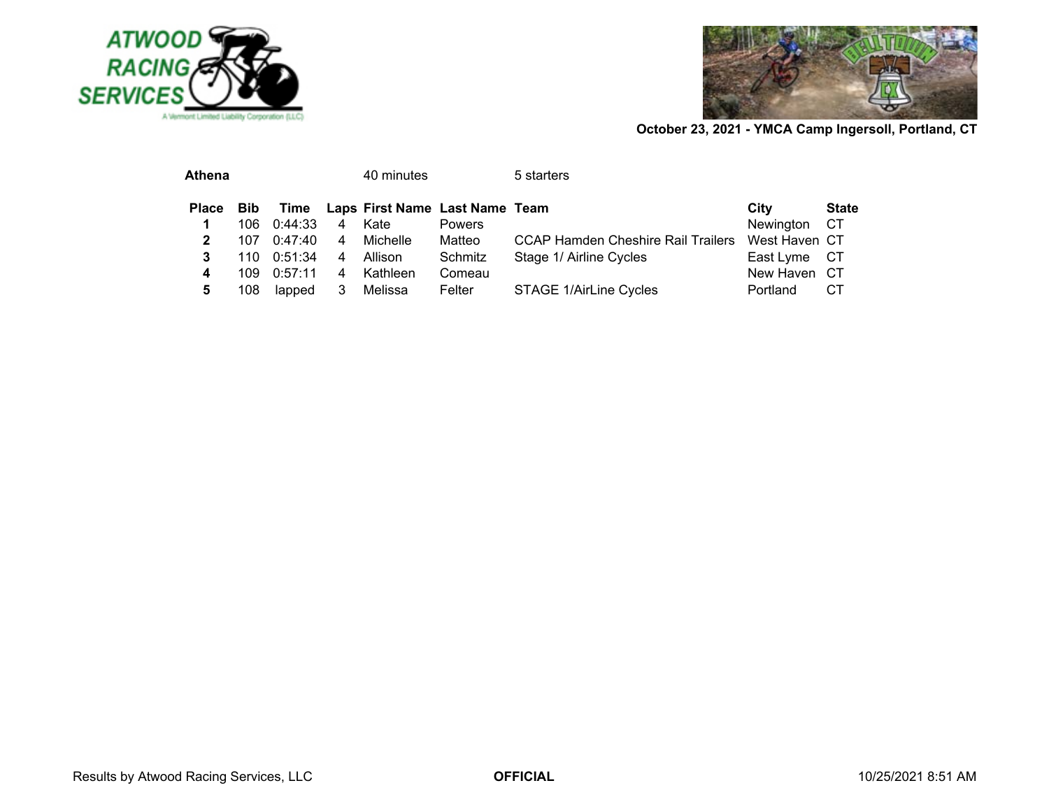October 23, 2021 - YMCA Camp Ingersoll, Portland, CT

**Athena** 40 minutes 5 starters

| Place | Bib | Time | Laps | First Name | Last Name | Team | City | State |
|---|---|---|---|---|---|---|---|---|
| **1** | 106 | 0:44:33 | 4 | Kate | Powers | | Newington | CT |
| **2** | 107 | 0:47:40 | 4 | Michelle | Matteo | CCAP Hamden Cheshire Rail Trailers | West Haven | CT |
| **3** | 110 | 0:51:34 | 4 | Allison | Schmitz | Stage 1/ Airline Cycles | East Lyme | CT |
| **4** | 109 | 0:57:11 | 4 | Kathleen | Comeau | | New Haven | CT |
| **5** | 108 | lapped | 3 | Melissa | Felter | STAGE 1/AirLine Cycles | Portland | CT |

Results by Atwood Racing Services, LLC **OFFICIAL** 10/25/2021 8:51 AM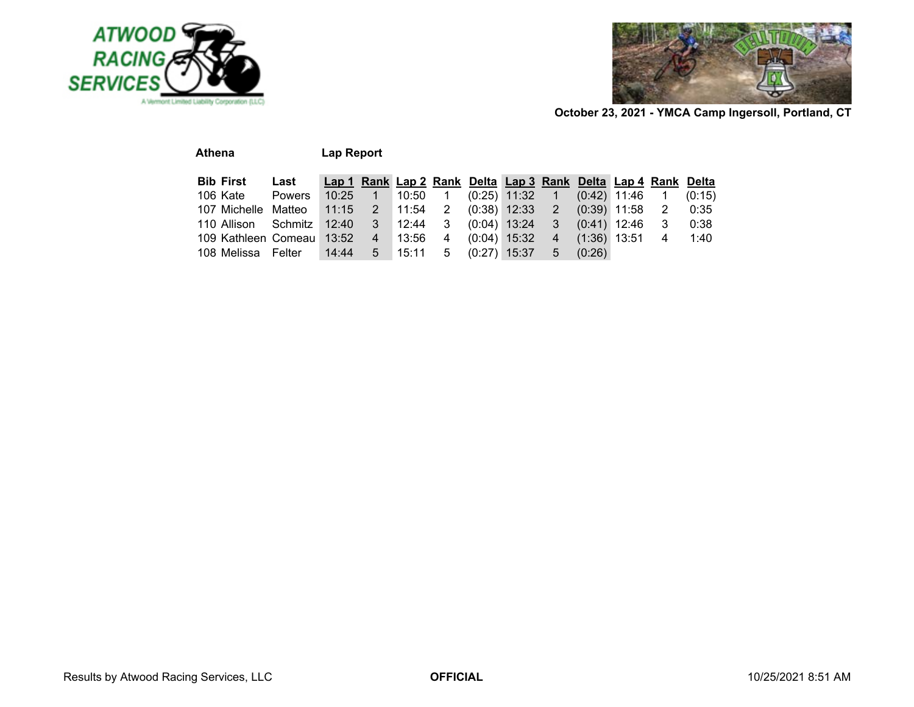October 23, 2021 - YMCA Camp Ingersoll, Portland, CT

**Athena** **Lap Report**

| Bib | First | Last | Lap 1 | Rank | Lap 2 | Rank | Delta | Lap 3 | Rank | Delta | Lap 4 | Rank | Delta |
|---|---|---|---|---|---|---|---|---|---|---|---|---|---|
| 106 | Kate | Powers | 10:25 | 1 | 10:50 | 1 | (0:25) | 11:32 | 1 | (0:42) | 11:46 | 1 | (0:15) |
| 107 | Michelle | Matteo | 11:15 | 2 | 11:54 | 2 | (0:38) | 12:33 | 2 | (0:39) | 11:58 | 2 | 0:35 |
| 110 | Allison | Schmitz | 12:40 | 3 | 12:44 | 3 | (0:04) | 13:24 | 3 | (0:41) | 12:46 | 3 | 0:38 |
| 109 | Kathleen | Comeau | 13:52 | 4 | 13:56 | 4 | (0:04) | 15:32 | 4 | (1:36) | 13:51 | 4 | 1:40 |
| 108 | Melissa | Felter | 14:44 | 5 | 15:11 | 5 | (0:27) | 15:37 | 5 | (0:26) | | | |

Results by Atwood Racing Services, LLC **OFFICIAL** 10/25/2021 8:51 AM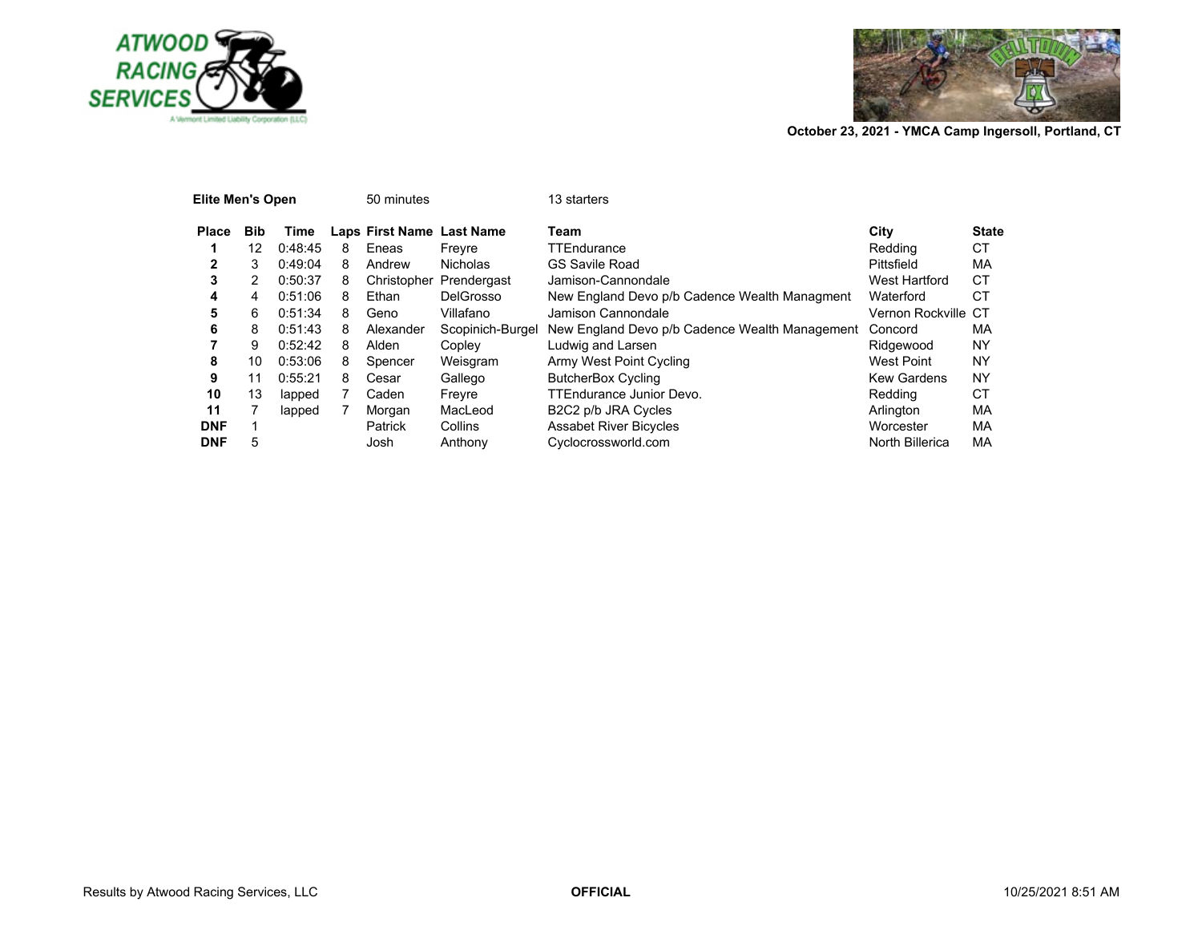October 23, 2021 - YMCA Camp Ingersoll, Portland, CT

**Elite Men's Open** 50 minutes 13 starters

| Place | Bib | Time | Laps | First Name | Last Name | Team | City | State |
|---|---|---|---|---|---|---|---|---|
| **1** | 12 | 0:48:45 | 8 | Eneas | Freyre | TTEndurance | Redding | CT |
| **2** | 3 | 0:49:04 | 8 | Andrew | Nicholas | GS Savile Road | Pittsfield | MA |
| **3** | 2 | 0:50:37 | 8 | Christopher | Prendergast | Jamison-Cannondale | West Hartford | CT |
| **4** | 4 | 0:51:06 | 8 | Ethan | DelGrosso | New England Devo p/b Cadence Wealth Managment | Waterford | CT |
| **5** | 6 | 0:51:34 | 8 | Geno | Villafano | Jamison Cannondale | Vernon Rockville | CT |
| **6** | 8 | 0:51:43 | 8 | Alexander | Scopinich-Burgel | New England Devo p/b Cadence Wealth Management | Concord | MA |
| **7** | 9 | 0:52:42 | 8 | Alden | Copley | Ludwig and Larsen | Ridgewood | NY |
| **8** | 10 | 0:53:06 | 8 | Spencer | Weisgram | Army West Point Cycling | West Point | NY |
| **9** | 11 | 0:55:21 | 8 | Cesar | Gallego | ButcherBox Cycling | Kew Gardens | NY |
| **10** | 13 | lapped | 7 | Caden | Freyre | TTEndurance Junior Devo. | Redding | CT |
| **11** | 7 | lapped | 7 | Morgan | MacLeod | B2C2 p/b JRA Cycles | Arlington | MA |
| **DNF** | 1 | | | Patrick | Collins | Assabet River Bicycles | Worcester | MA |
| **DNF** | 5 | | | Josh | Anthony | Cyclocrossworld.com | North Billerica | MA |

Results by Atwood Racing Services, LLC **OFFICIAL** 10/25/2021 8:51 AM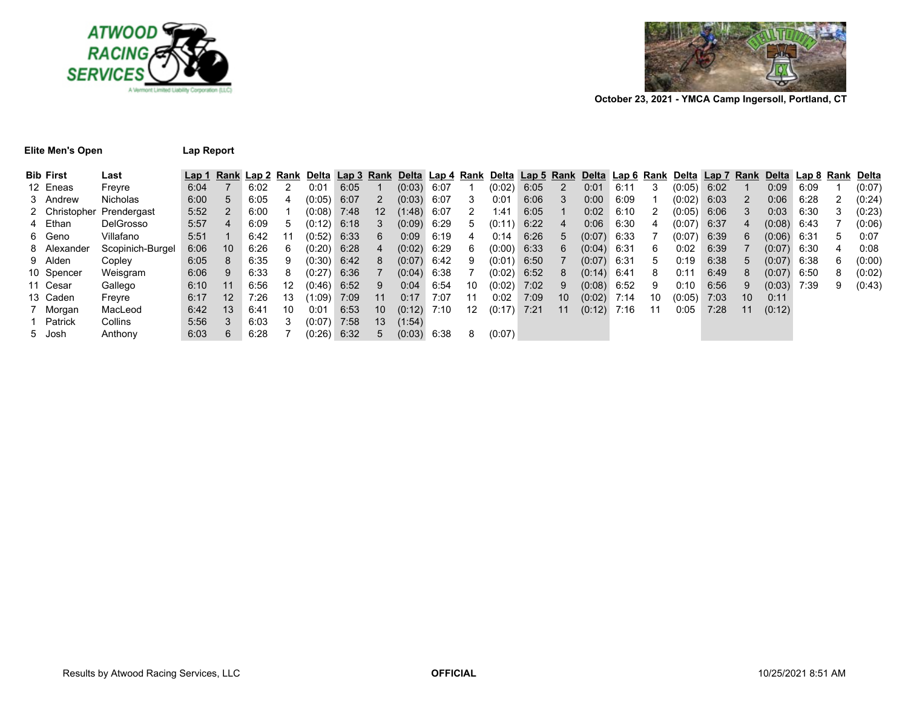October 23, 2021 - YMCA Camp Ingersoll, Portland, CT

**Elite Men's Open** **Lap Report**

| Bib | First | Last | Lap 1 | Rank | Lap 2 | Rank | Delta | Lap 3 | Rank | Delta | Lap 4 | Rank | Delta | Lap 5 | Rank | Delta | Lap 6 | Rank | Delta | Lap 7 | Rank | Delta | Lap 8 | Rank | Delta |
|---|---|---|---|---|---|---|---|---|---|---|---|---|---|---|---|---|---|---|---|---|---|---|---|---|---|
| 12 | Eneas | Freyre | 6:04 | 7 | 6:02 | 2 | 0:01 | 6:05 | 1 | (0:03) | 6:07 | 1 | (0:02) | 6:05 | 2 | 0:01 | 6:11 | 3 | (0:05) | 6:02 | 1 | 0:09 | 6:09 | 1 | (0:07) |
| 3 | Andrew | Nicholas | 6:00 | 5 | 6:05 | 4 | (0:05) | 6:07 | 2 | (0:03) | 6:07 | 3 | 0:01 | 6:06 | 3 | 0:00 | 6:09 | 1 | (0:02) | 6:03 | 2 | 0:06 | 6:28 | 2 | (0:24) |
| 2 | Christopher | Prendergast | 5:52 | 2 | 6:00 | 1 | (0:08) | 7:48 | 12 | (1:48) | 6:07 | 2 | 1:41 | 6:05 | 1 | 0:02 | 6:10 | 2 | (0:05) | 6:06 | 3 | 0:03 | 6:30 | 3 | (0:23) |
| 4 | Ethan | DelGrosso | 5:57 | 4 | 6:09 | 5 | (0:12) | 6:18 | 3 | (0:09) | 6:29 | 5 | (0:11) | 6:22 | 4 | 0:06 | 6:30 | 4 | (0:07) | 6:37 | 4 | (0:08) | 6:43 | 7 | (0:06) |
| 6 | Geno | Villafano | 5:51 | 1 | 6:42 | 11 | (0:52) | 6:33 | 6 | 0:09 | 6:19 | 4 | 0:14 | 6:26 | 5 | (0:07) | 6:33 | 7 | (0:07) | 6:39 | 6 | (0:06) | 6:31 | 5 | 0:07 |
| 8 | Alexander | Scopinich-Burgel | 6:06 | 10 | 6:26 | 6 | (0:20) | 6:28 | 4 | (0:02) | 6:29 | 6 | (0:00) | 6:33 | 6 | (0:04) | 6:31 | 6 | 0:02 | 6:39 | 7 | (0:07) | 6:30 | 4 | 0:08 |
| 9 | Alden | Copley | 6:05 | 8 | 6:35 | 9 | (0:30) | 6:42 | 8 | (0:07) | 6:42 | 9 | (0:01) | 6:50 | 7 | (0:07) | 6:31 | 5 | 0:19 | 6:38 | 5 | (0:07) | 6:38 | 6 | (0:00) |
| 10 | Spencer | Weisgram | 6:06 | 9 | 6:33 | 8 | (0:27) | 6:36 | 7 | (0:04) | 6:38 | 7 | (0:02) | 6:52 | 8 | (0:14) | 6:41 | 8 | 0:11 | 6:49 | 8 | (0:07) | 6:50 | 8 | (0:02) |
| 11 | Cesar | Gallego | 6:10 | 11 | 6:56 | 12 | (0:46) | 6:52 | 9 | 0:04 | 6:54 | 10 | (0:02) | 7:02 | 9 | (0:08) | 6:52 | 9 | 0:10 | 6:56 | 9 | (0:03) | 7:39 | 9 | (0:43) |
| 13 | Caden | Freyre | 6:17 | 12 | 7:26 | 13 | (1:09) | 7:09 | 11 | 0:17 | 7:07 | 11 | 0:02 | 7:09 | 10 | (0:02) | 7:14 | 10 | (0:05) | 7:03 | 10 | 0:11 | | | |
| 7 | Morgan | MacLeod | 6:42 | 13 | 6:41 | 10 | 0:01 | 6:53 | 10 | (0:12) | 7:10 | 12 | (0:17) | 7:21 | 11 | (0:12) | 7:16 | 11 | 0:05 | 7:28 | 11 | (0:12) | | | |
| 1 | Patrick | Collins | 5:56 | 3 | 6:03 | 3 | (0:07) | 7:58 | 13 | (1:54) | | | | | | | | | | | | | | | |
| 5 | Josh | Anthony | 6:03 | 6 | 6:28 | 7 | (0:26) | 6:32 | 5 | (0:03) | 6:38 | 8 | (0:07) | | | | | | | | | | | | |

Results by Atwood Racing Services, LLC **OFFICIAL** 10/25/2021 8:51 AM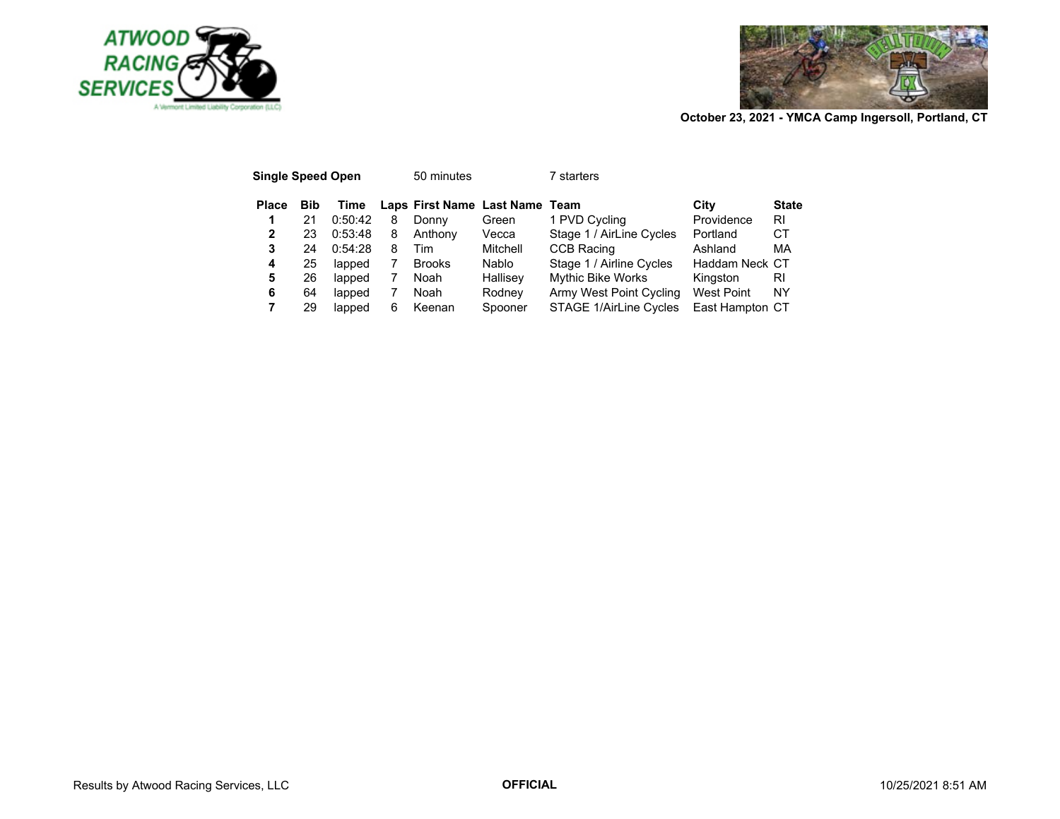October 23, 2021 - YMCA Camp Ingersoll, Portland, CT

**Single Speed Open** 50 minutes 7 starters

| Place | Bib | Time | Laps | First Name | Last Name | Team | City | State |
|---|---|---|---|---|---|---|---|---|
| **1** | 21 | 0:50:42 | 8 | Donny | Green | 1 PVD Cycling | Providence | RI |
| **2** | 23 | 0:53:48 | 8 | Anthony | Vecca | Stage 1 / AirLine Cycles | Portland | CT |
| **3** | 24 | 0:54:28 | 8 | Tim | Mitchell | CCB Racing | Ashland | MA |
| **4** | 25 | lapped | 7 | Brooks | Nablo | Stage 1 / Airline Cycles | Haddam Neck | CT |
| **5** | 26 | lapped | 7 | Noah | Hallisey | Mythic Bike Works | Kingston | RI |
| **6** | 64 | lapped | 7 | Noah | Rodney | Army West Point Cycling | West Point | NY |
| **7** | 29 | lapped | 6 | Keenan | Spooner | STAGE 1/AirLine Cycles | East Hampton | CT |

Results by Atwood Racing Services, LLC **OFFICIAL** 10/25/2021 8:51 AM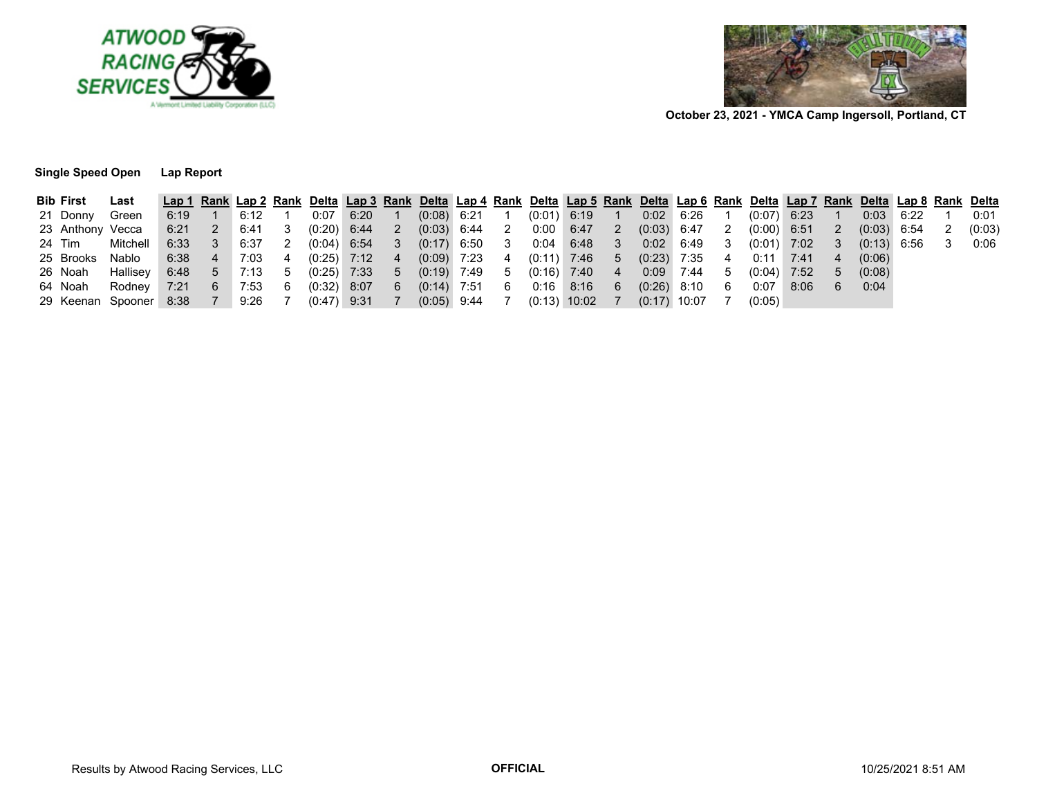ATWOOD RACING SERVICES

A Vermont Limited Liability Corporation (LLC)

October 23, 2021 - YMCA Camp Ingersoll, Portland, CT

**Single Speed Open** **Lap Report**

| Bib | First | Last | Lap 1 | Rank | Lap 2 | Rank | Delta | Lap 3 | Rank | Delta | Lap 4 | Rank | Delta | Lap 5 | Rank | Delta | Lap 6 | Rank | Delta | Lap 7 | Rank | Delta | Lap 8 | Rank | Delta |
|---|---|---|---|---|---|---|---|---|---|---|---|---|---|---|---|---|---|---|---|---|---|---|---|---|---|
| 21 | Donny | Green | 6:19 | 1 | 6:12 | 1 | 0:07 | 6:20 | 1 | (0:08) | 6:21 | 1 | (0:01) | 6:19 | 1 | 0:02 | 6:26 | 1 | (0:07) | 6:23 | 1 | 0:03 | 6:22 | 1 | 0:01 |
| 23 | Anthony | Vecca | 6:21 | 2 | 6:41 | 3 | (0:20) | 6:44 | 2 | (0:03) | 6:44 | 2 | 0:00 | 6:47 | 2 | (0:03) | 6:47 | 2 | (0:00) | 6:51 | 2 | (0:03) | 6:54 | 2 | (0:03) |
| 24 | Tim | Mitchell | 6:33 | 3 | 6:37 | 2 | (0:04) | 6:54 | 3 | (0:17) | 6:50 | 3 | 0:04 | 6:48 | 3 | 0:02 | 6:49 | 3 | (0:01) | 7:02 | 3 | (0:13) | 6:56 | 3 | 0:06 |
| 25 | Brooks | Nablo | 6:38 | 4 | 7:03 | 4 | (0:25) | 7:12 | 4 | (0:09) | 7:23 | 4 | (0:11) | 7:46 | 5 | (0:23) | 7:35 | 4 | 0:11 | 7:41 | 4 | (0:06) | | | |
| 26 | Noah | Hallisey | 6:48 | 5 | 7:13 | 5 | (0:25) | 7:33 | 5 | (0:19) | 7:49 | 5 | (0:16) | 7:40 | 4 | 0:09 | 7:44 | 5 | (0:04) | 7:52 | 5 | (0:08) | | | |
| 64 | Noah | Rodney | 7:21 | 6 | 7:53 | 6 | (0:32) | 8:07 | 6 | (0:14) | 7:51 | 6 | 0:16 | 8:16 | 6 | (0:26) | 8:10 | 6 | 0:07 | 8:06 | 6 | 0:04 | | | |
| 29 | Keenan | Spooner | 8:38 | 7 | 9:26 | 7 | (0:47) | 9:31 | 7 | (0:05) | 9:44 | 7 | (0:13) | 10:02 | 7 | (0:17) | 10:07 | 7 | (0:05) | | | | | | |

Results by Atwood Racing Services, LLC **OFFICIAL** 10/25/2021 8:51 AM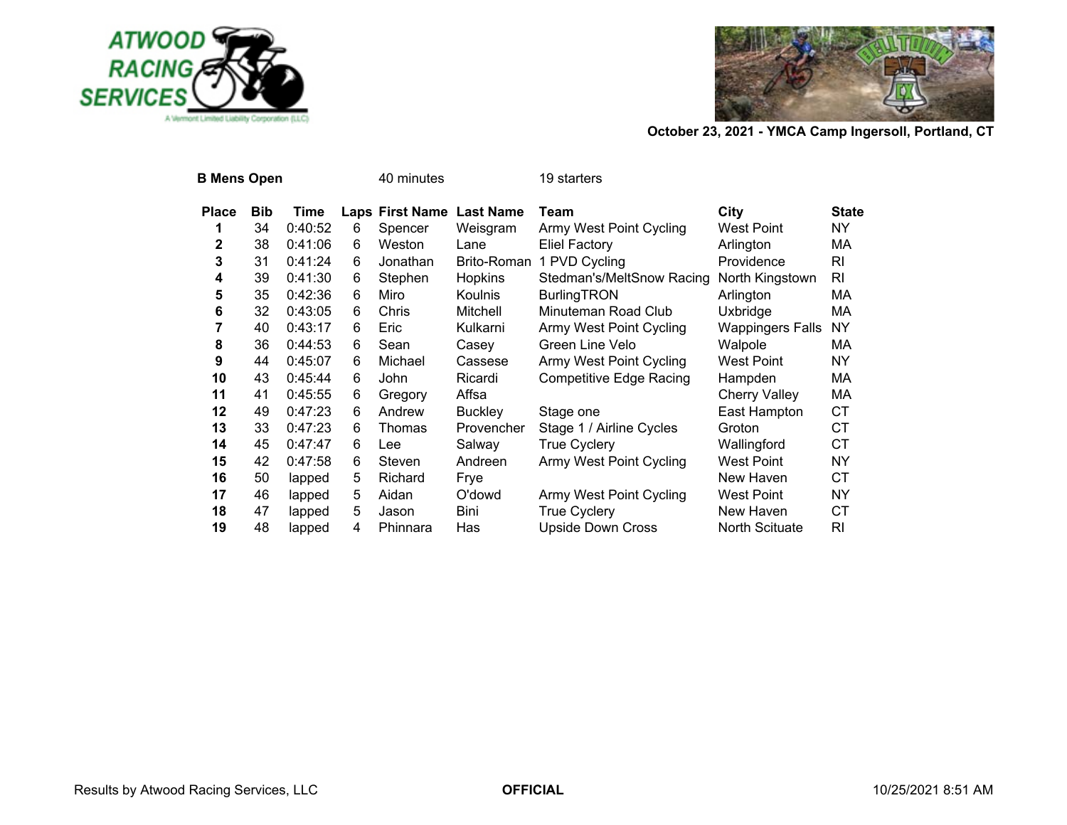October 23, 2021 - YMCA Camp Ingersoll, Portland, CT

**B Mens Open** 40 minutes 19 starters

| Place | Bib | Time | Laps | First Name | Last Name | Team | City | State |
|---|---|---|---|---|---|---|---|---|
| 1 | 34 | 0:40:52 | 6 | Spencer | Weisgram | Army West Point Cycling | West Point | NY |
| 2 | 38 | 0:41:06 | 6 | Weston | Lane | Eliel Factory | Arlington | MA |
| 3 | 31 | 0:41:24 | 6 | Jonathan | Brito-Roman | 1 PVD Cycling | Providence | RI |
| 4 | 39 | 0:41:30 | 6 | Stephen | Hopkins | Stedman's/MeltSnow Racing | North Kingstown | RI |
| 5 | 35 | 0:42:36 | 6 | Miro | Koulnis | BurlingTRON | Arlington | MA |
| 6 | 32 | 0:43:05 | 6 | Chris | Mitchell | Minuteman Road Club | Uxbridge | MA |
| 7 | 40 | 0:43:17 | 6 | Eric | Kulkarni | Army West Point Cycling | Wappingers Falls | NY |
| 8 | 36 | 0:44:53 | 6 | Sean | Casey | Green Line Velo | Walpole | MA |
| 9 | 44 | 0:45:07 | 6 | Michael | Cassese | Army West Point Cycling | West Point | NY |
| 10 | 43 | 0:45:44 | 6 | John | Ricardi | Competitive Edge Racing | Hampden | MA |
| 11 | 41 | 0:45:55 | 6 | Gregory | Affsa | | Cherry Valley | MA |
| 12 | 49 | 0:47:23 | 6 | Andrew | Buckley | Stage one | East Hampton | CT |
| 13 | 33 | 0:47:23 | 6 | Thomas | Provencher | Stage 1 / Airline Cycles | Groton | CT |
| 14 | 45 | 0:47:47 | 6 | Lee | Salway | True Cyclery | Wallingford | CT |
| 15 | 42 | 0:47:58 | 6 | Steven | Andreen | Army West Point Cycling | West Point | NY |
| 16 | 50 | lapped | 5 | Richard | Frye | | New Haven | CT |
| 17 | 46 | lapped | 5 | Aidan | O'dowd | Army West Point Cycling | West Point | NY |
| 18 | 47 | lapped | 5 | Jason | Bini | True Cyclery | New Haven | CT |
| 19 | 48 | lapped | 4 | Phinnara | Has | Upside Down Cross | North Scituate | RI |

Results by Atwood Racing Services, LLC **OFFICIAL** 10/25/2021 8:51 AM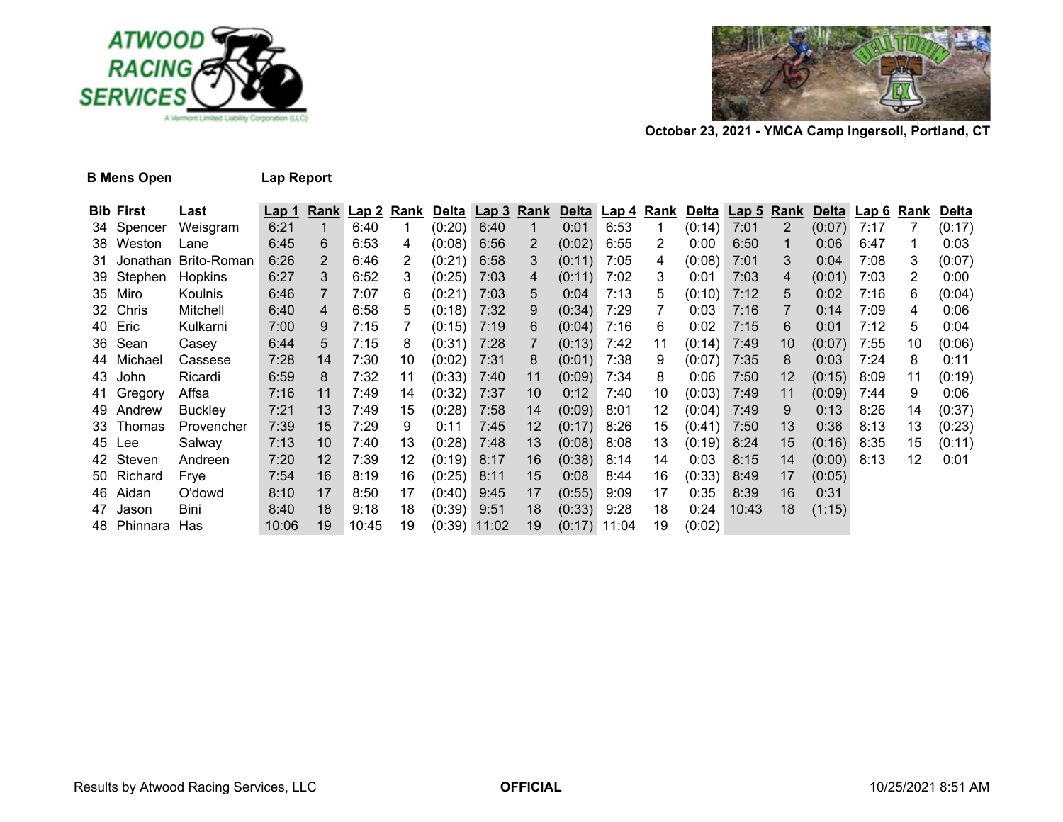October 23, 2021 - YMCA Camp Ingersoll, Portland, CT

**B Mens Open** **Lap Report**

| Bib | First | Last | Lap 1 | Rank | Lap 2 | Rank | Delta | Lap 3 | Rank | Delta | Lap 4 | Rank | Delta | Lap 5 | Rank | Delta | Lap 6 | Rank | Delta |
|---|---|---|---|---|---|---|---|---|---|---|---|---|---|---|---|---|---|---|---|
| 34 | Spencer | Weisgram | 6:21 | 1 | 6:40 | 1 | (0:20) | 6:40 | 1 | 0:01 | 6:53 | 1 | (0:14) | 7:01 | 2 | (0:07) | 7:17 | 7 | (0:17) |
| 38 | Weston | Lane | 6:45 | 6 | 6:53 | 4 | (0:08) | 6:56 | 2 | (0:02) | 6:55 | 2 | 0:00 | 6:50 | 1 | 0:06 | 6:47 | 1 | 0:03 |
| 31 | Jonathan | Brito-Roman | 6:26 | 2 | 6:46 | 2 | (0:21) | 6:58 | 3 | (0:11) | 7:05 | 4 | (0:08) | 7:01 | 3 | 0:04 | 7:08 | 3 | (0:07) |
| 39 | Stephen | Hopkins | 6:27 | 3 | 6:52 | 3 | (0:25) | 7:03 | 4 | (0:11) | 7:02 | 3 | 0:01 | 7:03 | 4 | (0:01) | 7:03 | 2 | 0:00 |
| 35 | Miro | Koulnis | 6:46 | 7 | 7:07 | 6 | (0:21) | 7:03 | 5 | 0:04 | 7:13 | 5 | (0:10) | 7:12 | 5 | 0:02 | 7:16 | 6 | (0:04) |
| 32 | Chris | Mitchell | 6:40 | 4 | 6:58 | 5 | (0:18) | 7:32 | 9 | (0:34) | 7:29 | 7 | 0:03 | 7:16 | 7 | 0:14 | 7:09 | 4 | 0:06 |
| 40 | Eric | Kulkarni | 7:00 | 9 | 7:15 | 7 | (0:15) | 7:19 | 6 | (0:04) | 7:16 | 6 | 0:02 | 7:15 | 6 | 0:01 | 7:12 | 5 | 0:04 |
| 36 | Sean | Casey | 6:44 | 5 | 7:15 | 8 | (0:31) | 7:28 | 7 | (0:13) | 7:42 | 11 | (0:14) | 7:49 | 10 | (0:07) | 7:55 | 10 | (0:06) |
| 44 | Michael | Cassese | 7:28 | 14 | 7:30 | 10 | (0:02) | 7:31 | 8 | (0:01) | 7:38 | 9 | (0:07) | 7:35 | 8 | 0:03 | 7:24 | 8 | 0:11 |
| 43 | John | Ricardi | 6:59 | 8 | 7:32 | 11 | (0:33) | 7:40 | 11 | (0:09) | 7:34 | 8 | 0:06 | 7:50 | 12 | (0:15) | 8:09 | 11 | (0:19) |
| 41 | Gregory | Affsa | 7:16 | 11 | 7:49 | 14 | (0:32) | 7:37 | 10 | 0:12 | 7:40 | 10 | (0:03) | 7:49 | 11 | (0:09) | 7:44 | 9 | 0:06 |
| 49 | Andrew | Buckley | 7:21 | 13 | 7:49 | 15 | (0:28) | 7:58 | 14 | (0:09) | 8:01 | 12 | (0:04) | 7:49 | 9 | 0:13 | 8:26 | 14 | (0:37) |
| 33 | Thomas | Provencher | 7:39 | 15 | 7:29 | 9 | 0:11 | 7:45 | 12 | (0:17) | 8:26 | 15 | (0:41) | 7:50 | 13 | 0:36 | 8:13 | 13 | (0:23) |
| 45 | Lee | Salway | 7:13 | 10 | 7:40 | 13 | (0:28) | 7:48 | 13 | (0:08) | 8:08 | 13 | (0:19) | 8:24 | 15 | (0:16) | 8:35 | 15 | (0:11) |
| 42 | Steven | Andreen | 7:20 | 12 | 7:39 | 12 | (0:19) | 8:17 | 16 | (0:38) | 8:14 | 14 | 0:03 | 8:15 | 14 | (0:00) | 8:13 | 12 | 0:01 |
| 50 | Richard | Frye | 7:54 | 16 | 8:19 | 16 | (0:25) | 8:11 | 15 | 0:08 | 8:44 | 16 | (0:33) | 8:49 | 17 | (0:05) | | | |
| 46 | Aidan | O'dowd | 8:10 | 17 | 8:50 | 17 | (0:40) | 9:45 | 17 | (0:55) | 9:09 | 17 | 0:35 | 8:39 | 16 | 0:31 | | | |
| 47 | Jason | Bini | 8:40 | 18 | 9:18 | 18 | (0:39) | 9:51 | 18 | (0:33) | 9:28 | 18 | 0:24 | 10:43 | 18 | (1:15) | | | |
| 48 | Phinnara | Has | 10:06 | 19 | 10:45 | 19 | (0:39) | 11:02 | 19 | (0:17) | 11:04 | 19 | (0:02) | | | | | | |

Results by Atwood Racing Services, LLC **OFFICIAL** 10/25/2021 8:51 AM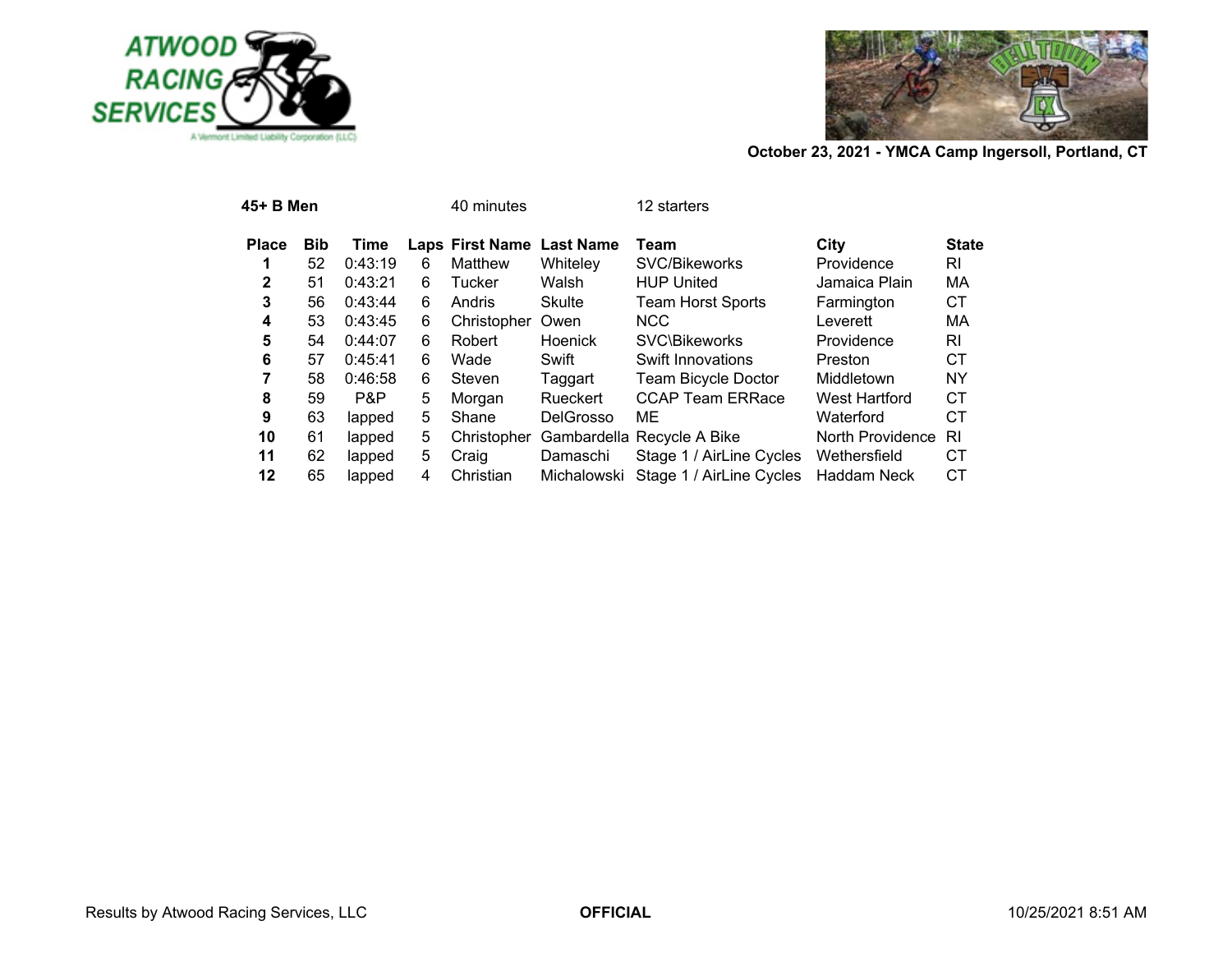October 23, 2021 - YMCA Camp Ingersoll, Portland, CT

**45+ B Men** 40 minutes 12 starters

| Place | Bib | Time | Laps | First Name | Last Name | Team | City | State |
|---|---|---|---|---|---|---|---|---|
| 1 | 52 | 0:43:19 | 6 | Matthew | Whiteley | SVC/Bikeworks | Providence | RI |
| 2 | 51 | 0:43:21 | 6 | Tucker | Walsh | HUP United | Jamaica Plain | MA |
| 3 | 56 | 0:43:44 | 6 | Andris | Skulte | Team Horst Sports | Farmington | CT |
| 4 | 53 | 0:43:45 | 6 | Christopher | Owen | NCC | Leverett | MA |
| 5 | 54 | 0:44:07 | 6 | Robert | Hoenick | SVC\Bikeworks | Providence | RI |
| 6 | 57 | 0:45:41 | 6 | Wade | Swift | Swift Innovations | Preston | CT |
| 7 | 58 | 0:46:58 | 6 | Steven | Taggart | Team Bicycle Doctor | Middletown | NY |
| 8 | 59 | P&P | 5 | Morgan | Rueckert | CCAP Team ERRace | West Hartford | CT |
| 9 | 63 | lapped | 5 | Shane | DelGrosso | ME | Waterford | CT |
| 10 | 61 | lapped | 5 | Christopher | Gambardella | Recycle A Bike | North Providence | RI |
| 11 | 62 | lapped | 5 | Craig | Damaschi | Stage 1 / AirLine Cycles | Wethersfield | CT |
| 12 | 65 | lapped | 4 | Christian | Michalowski | Stage 1 / AirLine Cycles | Haddam Neck | CT |

Results by Atwood Racing Services, LLC **OFFICIAL** 10/25/2021 8:51 AM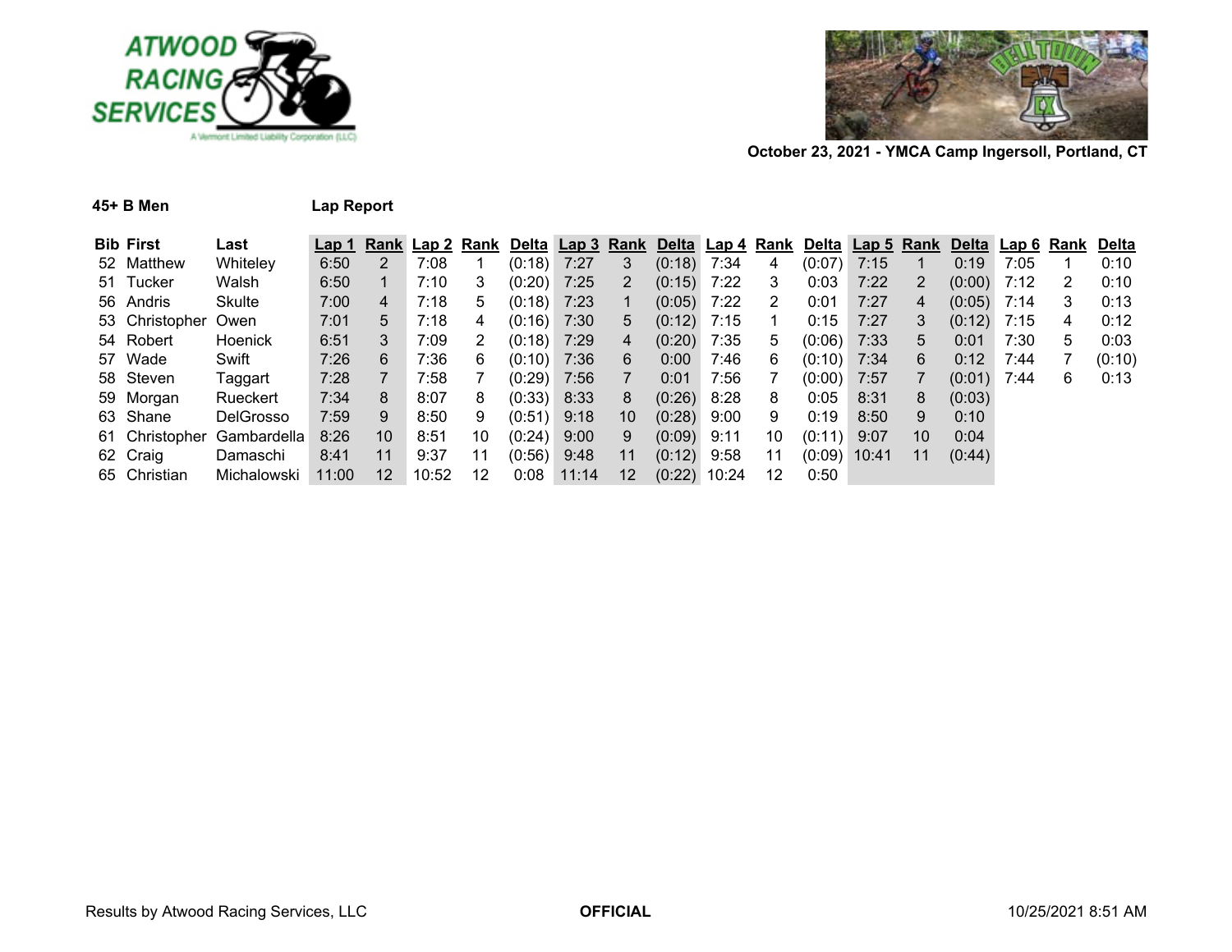October 23, 2021 - YMCA Camp Ingersoll, Portland, CT

**45+ B Men** **Lap Report**

| Bib | First | Last | Lap 1 | Rank | Lap 2 | Rank | Delta | Lap 3 | Rank | Delta | Lap 4 | Rank | Delta | Lap 5 | Rank | Delta | Lap 6 | Rank | Delta |
|---|---|---|---|---|---|---|---|---|---|---|---|---|---|---|---|---|---|---|---|
| 52 | Matthew | Whiteley | 6:50 | 2 | 7:08 | 1 | (0:18) | 7:27 | 3 | (0:18) | 7:34 | 4 | (0:07) | 7:15 | 1 | 0:19 | 7:05 | 1 | 0:10 |
| 51 | Tucker | Walsh | 6:50 | 1 | 7:10 | 3 | (0:20) | 7:25 | 2 | (0:15) | 7:22 | 3 | 0:03 | 7:22 | 2 | (0:00) | 7:12 | 2 | 0:10 |
| 56 | Andris | Skulte | 7:00 | 4 | 7:18 | 5 | (0:18) | 7:23 | 1 | (0:05) | 7:22 | 2 | 0:01 | 7:27 | 4 | (0:05) | 7:14 | 3 | 0:13 |
| 53 | Christopher | Owen | 7:01 | 5 | 7:18 | 4 | (0:16) | 7:30 | 5 | (0:12) | 7:15 | 1 | 0:15 | 7:27 | 3 | (0:12) | 7:15 | 4 | 0:12 |
| 54 | Robert | Hoenick | 6:51 | 3 | 7:09 | 2 | (0:18) | 7:29 | 4 | (0:20) | 7:35 | 5 | (0:06) | 7:33 | 5 | 0:01 | 7:30 | 5 | 0:03 |
| 57 | Wade | Swift | 7:26 | 6 | 7:36 | 6 | (0:10) | 7:36 | 6 | 0:00 | 7:46 | 6 | (0:10) | 7:34 | 6 | 0:12 | 7:44 | 7 | (0:10) |
| 58 | Steven | Taggart | 7:28 | 7 | 7:58 | 7 | (0:29) | 7:56 | 7 | 0:01 | 7:56 | 7 | (0:00) | 7:57 | 7 | (0:01) | 7:44 | 6 | 0:13 |
| 59 | Morgan | Rueckert | 7:34 | 8 | 8:07 | 8 | (0:33) | 8:33 | 8 | (0:26) | 8:28 | 8 | 0:05 | 8:31 | 8 | (0:03) | | | |
| 63 | Shane | DelGrosso | 7:59 | 9 | 8:50 | 9 | (0:51) | 9:18 | 10 | (0:28) | 9:00 | 9 | 0:19 | 8:50 | 9 | 0:10 | | | |
| 61 | Christopher | Gambardella | 8:26 | 10 | 8:51 | 10 | (0:24) | 9:00 | 9 | (0:09) | 9:11 | 10 | (0:11) | 9:07 | 10 | 0:04 | | | |
| 62 | Craig | Damaschi | 8:41 | 11 | 9:37 | 11 | (0:56) | 9:48 | 11 | (0:12) | 9:58 | 11 | (0:09) | 10:41 | 11 | (0:44) | | | |
| 65 | Christian | Michalowski | 11:00 | 12 | 10:52 | 12 | 0:08 | 11:14 | 12 | (0:22) | 10:24 | 12 | 0:50 | | | | | | |

Results by Atwood Racing Services, LLC **OFFICIAL** 10/25/2021 8:51 AM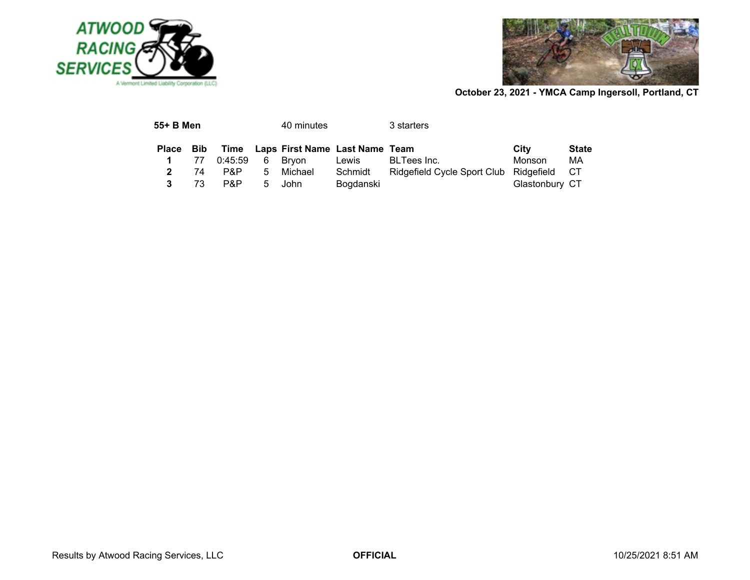October 23, 2021 - YMCA Camp Ingersoll, Portland, CT

**55+ B Men** 40 minutes 3 starters

| Place | Bib | Time | Laps | First Name | Last Name | Team | City | State |
|---|---|---|---|---|---|---|---|---|
| **1** | 77 | 0:45:59 | 6 | Bryon | Lewis | BLTees Inc. | Monson | MA |
| **2** | 74 | P&P | 5 | Michael | Schmidt | Ridgefield Cycle Sport Club | Ridgefield | CT |
| **3** | 73 | P&P | 5 | John | Bogdanski | | Glastonbury | CT |

Results by Atwood Racing Services, LLC **OFFICIAL** 10/25/2021 8:51 AM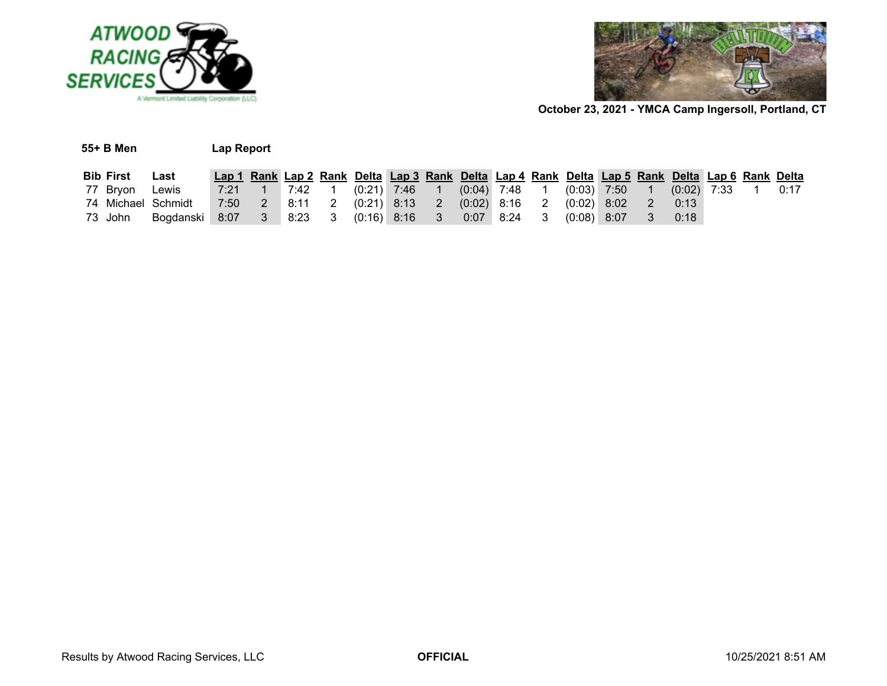October 23, 2021 - YMCA Camp Ingersoll, Portland, CT

**55+ B Men** **Lap Report**

| Bib | First | Last | Lap 1 | Rank | Lap 2 | Rank | Delta | Lap 3 | Rank | Delta | Lap 4 | Rank | Delta | Lap 5 | Rank | Delta | Lap 6 | Rank | Delta |
|---|---|---|---|---|---|---|---|---|---|---|---|---|---|---|---|---|---|---|---|
| 77 | Bryon | Lewis | 7:21 | 1 | 7:42 | 1 | (0:21) | 7:46 | 1 | (0:04) | 7:48 | 1 | (0:03) | 7:50 | 1 | (0:02) | 7:33 | 1 | 0:17 |
| 74 | Michael | Schmidt | 7:50 | 2 | 8:11 | 2 | (0:21) | 8:13 | 2 | (0:02) | 8:16 | 2 | (0:02) | 8:02 | 2 | 0:13 | | | |
| 73 | John | Bogdanski | 8:07 | 3 | 8:23 | 3 | (0:16) | 8:16 | 3 | 0:07 | 8:24 | 3 | (0:08) | 8:07 | 3 | 0:18 | | | |

Results by Atwood Racing Services, LLC **OFFICIAL** 10/25/2021 8:51 AM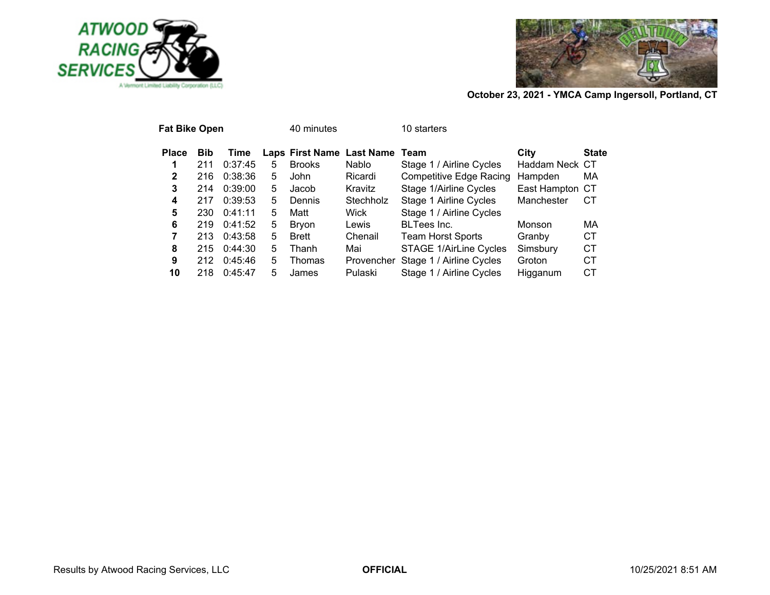October 23, 2021 - YMCA Camp Ingersoll, Portland, CT

**Fat Bike Open** 40 minutes 10 starters

| Place | Bib | Time | Laps | First Name | Last Name | Team | City | State |
|---|---|---|---|---|---|---|---|---|
| **1** | 211 | 0:37:45 | 5 | Brooks | Nablo | Stage 1 / Airline Cycles | Haddam Neck | CT |
| **2** | 216 | 0:38:36 | 5 | John | Ricardi | Competitive Edge Racing | Hampden | MA |
| **3** | 214 | 0:39:00 | 5 | Jacob | Kravitz | Stage 1/Airline Cycles | East Hampton | CT |
| **4** | 217 | 0:39:53 | 5 | Dennis | Stechholz | Stage 1 Airline Cycles | Manchester | CT |
| **5** | 230 | 0:41:11 | 5 | Matt | Wick | Stage 1 / Airline Cycles | | |
| **6** | 219 | 0:41:52 | 5 | Bryon | Lewis | BLTees Inc. | Monson | MA |
| **7** | 213 | 0:43:58 | 5 | Brett | Chenail | Team Horst Sports | Granby | CT |
| **8** | 215 | 0:44:30 | 5 | Thanh | Mai | STAGE 1/AirLine Cycles | Simsbury | CT |
| **9** | 212 | 0:45:46 | 5 | Thomas | Provencher | Stage 1 / Airline Cycles | Groton | CT |
| **10** | 218 | 0:45:47 | 5 | James | Pulaski | Stage 1 / Airline Cycles | Higganum | CT |

Results by Atwood Racing Services, LLC **OFFICIAL** 10/25/2021 8:51 AM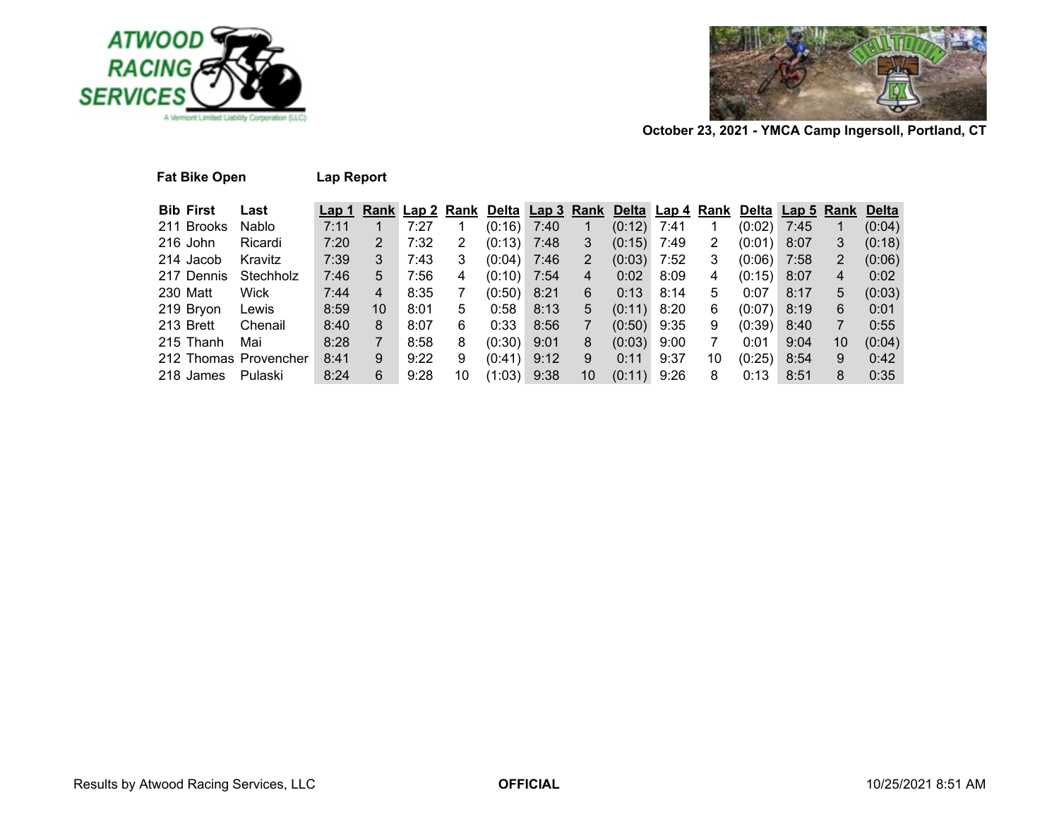October 23, 2021 - YMCA Camp Ingersoll, Portland, CT

**Fat Bike Open** **Lap Report**

| Bib | First | Last | Lap 1 | Rank | Lap 2 | Rank | Delta | Lap 3 | Rank | Delta | Lap 4 | Rank | Delta | Lap 5 | Rank | Delta |
|---|---|---|---|---|---|---|---|---|---|---|---|---|---|---|---|---|
| 211 | Brooks | Nablo | 7:11 | 1 | 7:27 | 1 | (0:16) | 7:40 | 1 | (0:12) | 7:41 | 1 | (0:02) | 7:45 | 1 | (0:04) |
| 216 | John | Ricardi | 7:20 | 2 | 7:32 | 2 | (0:13) | 7:48 | 3 | (0:15) | 7:49 | 2 | (0:01) | 8:07 | 3 | (0:18) |
| 214 | Jacob | Kravitz | 7:39 | 3 | 7:43 | 3 | (0:04) | 7:46 | 2 | (0:03) | 7:52 | 3 | (0:06) | 7:58 | 2 | (0:06) |
| 217 | Dennis | Stechholz | 7:46 | 5 | 7:56 | 4 | (0:10) | 7:54 | 4 | 0:02 | 8:09 | 4 | (0:15) | 8:07 | 4 | 0:02 |
| 230 | Matt | Wick | 7:44 | 4 | 8:35 | 7 | (0:50) | 8:21 | 6 | 0:13 | 8:14 | 5 | 0:07 | 8:17 | 5 | (0:03) |
| 219 | Bryon | Lewis | 8:59 | 10 | 8:01 | 5 | 0:58 | 8:13 | 5 | (0:11) | 8:20 | 6 | (0:07) | 8:19 | 6 | 0:01 |
| 213 | Brett | Chenail | 8:40 | 8 | 8:07 | 6 | 0:33 | 8:56 | 7 | (0:50) | 9:35 | 9 | (0:39) | 8:40 | 7 | 0:55 |
| 215 | Thanh | Mai | 8:28 | 7 | 8:58 | 8 | (0:30) | 9:01 | 8 | (0:03) | 9:00 | 7 | 0:01 | 9:04 | 10 | (0:04) |
| 212 | Thomas | Provencher | 8:41 | 9 | 9:22 | 9 | (0:41) | 9:12 | 9 | 0:11 | 9:37 | 10 | (0:25) | 8:54 | 9 | 0:42 |
| 218 | James | Pulaski | 8:24 | 6 | 9:28 | 10 | (1:03) | 9:38 | 10 | (0:11) | 9:26 | 8 | 0:13 | 8:51 | 8 | 0:35 |

Results by Atwood Racing Services, LLC **OFFICIAL** 10/25/2021 8:51 AM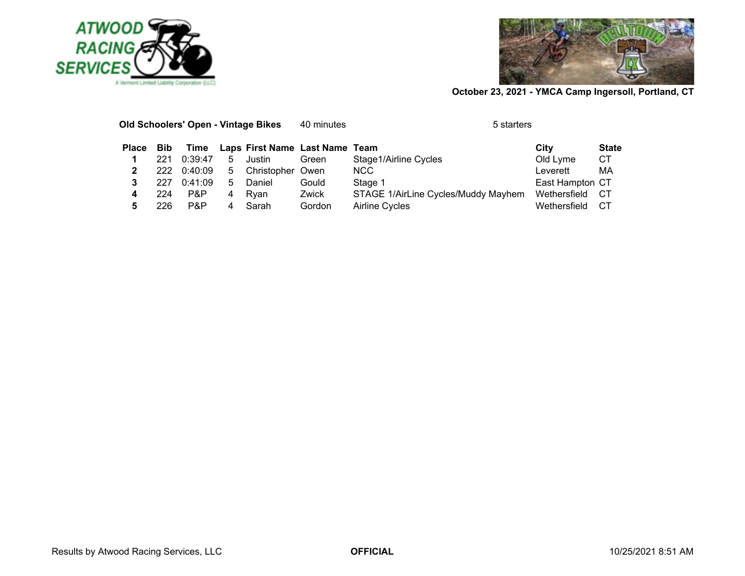October 23, 2021 - YMCA Camp Ingersoll, Portland, CT

**Old Schoolers' Open - Vintage Bikes** 40 minutes 5 starters

| Place | Bib | Time | Laps | First Name | Last Name | Team | City | State |
|---|---|---|---|---|---|---|---|---|
| **1** | 221 | 0:39:47 | 5 | Justin | Green | Stage1/Airline Cycles | Old Lyme | CT |
| **2** | 222 | 0:40:09 | 5 | Christopher | Owen | NCC | Leverett | MA |
| **3** | 227 | 0:41:09 | 5 | Daniel | Gould | Stage 1 | East Hampton | CT |
| **4** | 224 | P&P | 4 | Ryan | Zwick | STAGE 1/AirLine Cycles/Muddy Mayhem | Wethersfield | CT |
| **5** | 226 | P&P | 4 | Sarah | Gordon | Airline Cycles | Wethersfield | CT |

Results by Atwood Racing Services, LLC **OFFICIAL** 10/25/2021 8:51 AM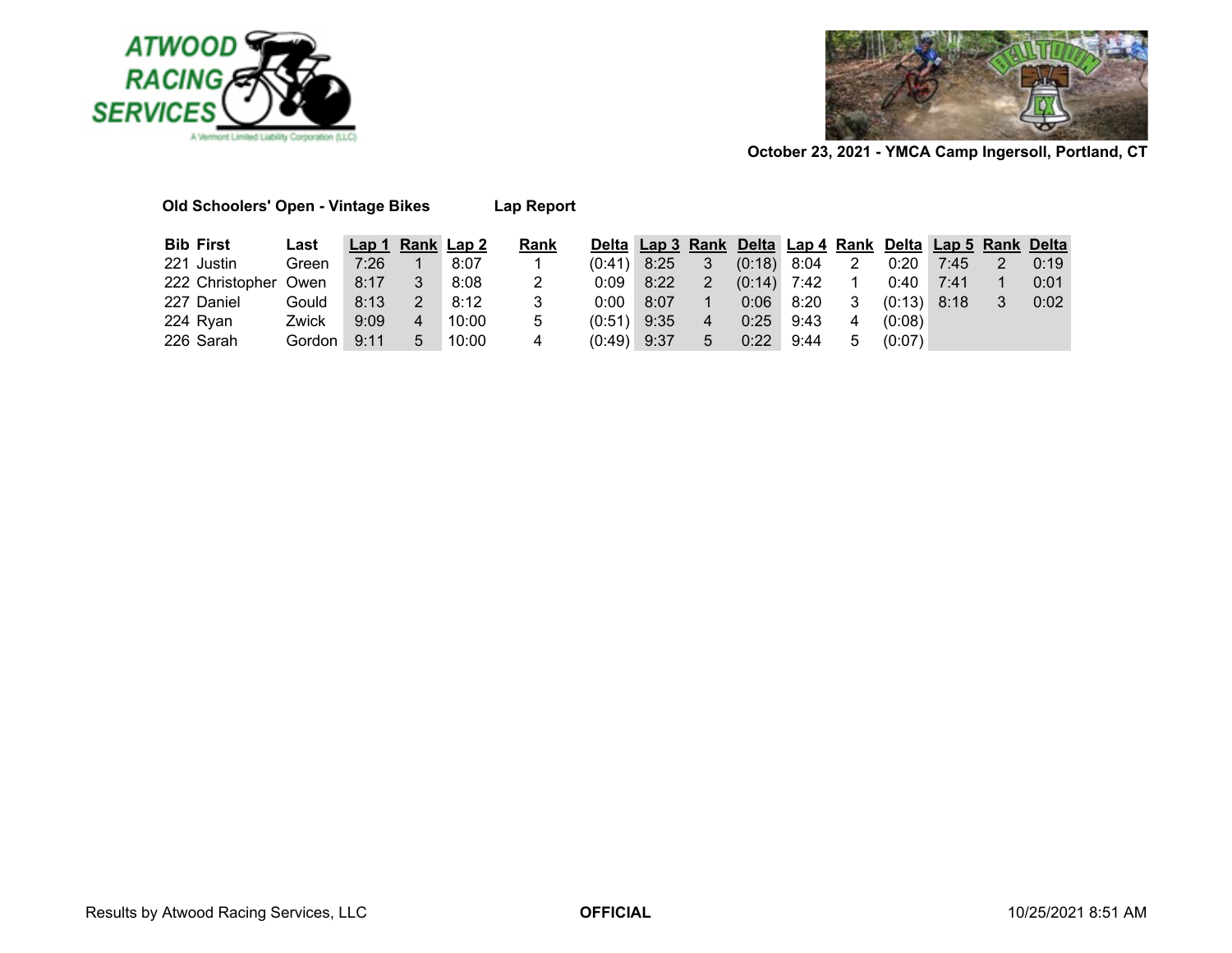October 23, 2021 - YMCA Camp Ingersoll, Portland, CT

**Old Schoolers' Open - Vintage Bikes** **Lap Report**

| Bib | First | Last | Lap 1 | Rank | Lap 2 | Rank | Delta | Lap 3 | Rank | Delta | Lap 4 | Rank | Delta | Lap 5 | Rank | Delta |
|---|---|---|---|---|---|---|---|---|---|---|---|---|---|---|---|---|
| 221 | Justin | Green | 7:26 | 1 | 8:07 | 1 | (0:41) | 8:25 | 3 | (0:18) | 8:04 | 2 | 0:20 | 7:45 | 2 | 0:19 |
| 222 | Christopher | Owen | 8:17 | 3 | 8:08 | 2 | 0:09 | 8:22 | 2 | (0:14) | 7:42 | 1 | 0:40 | 7:41 | 1 | 0:01 |
| 227 | Daniel | Gould | 8:13 | 2 | 8:12 | 3 | 0:00 | 8:07 | 1 | 0:06 | 8:20 | 3 | (0:13) | 8:18 | 3 | 0:02 |
| 224 | Ryan | Zwick | 9:09 | 4 | 10:00 | 5 | (0:51) | 9:35 | 4 | 0:25 | 9:43 | 4 | (0:08) | | | |
| 226 | Sarah | Gordon | 9:11 | 5 | 10:00 | 4 | (0:49) | 9:37 | 5 | 0:22 | 9:44 | 5 | (0:07) | | | |

Results by Atwood Racing Services, LLC **OFFICIAL** 10/25/2021 8:51 AM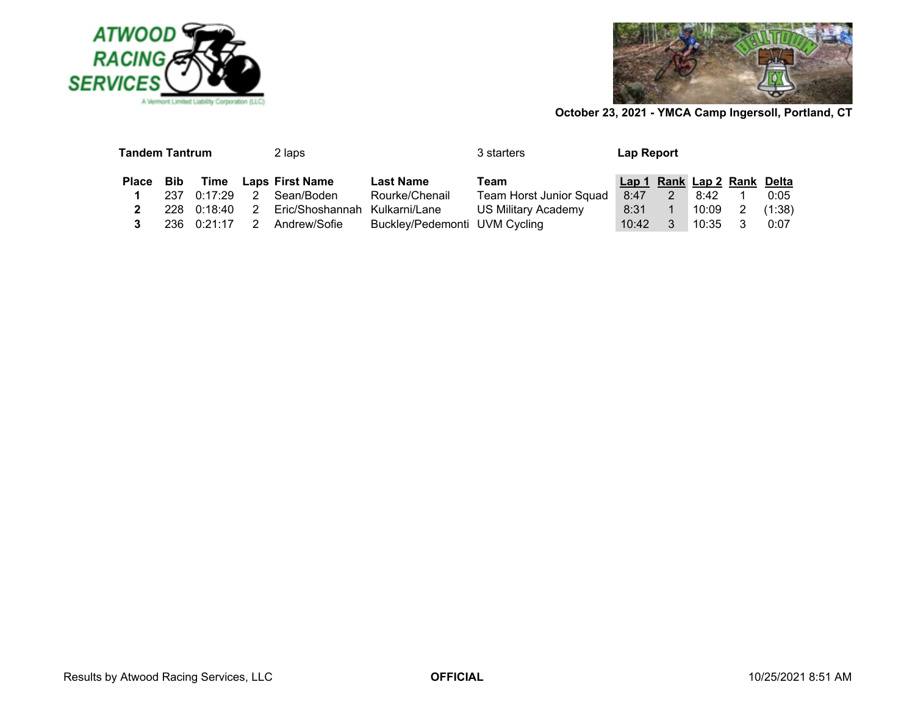October 23, 2021 - YMCA Camp Ingersoll, Portland, CT

**Tandem Tantrum** 2 laps 3 starters **Lap Report**

| Place | Bib | Time | Laps | First Name | Last Name | Team | Lap 1 | Rank | Lap 2 | Rank | Delta |
|---|---|---|---|---|---|---|---|---|---|---|---|
| **1** | 237 | 0:17:29 | 2 | Sean/Boden | Rourke/Chenail | Team Horst Junior Squad | 8:47 | 2 | 8:42 | 1 | 0:05 |
| **2** | 228 | 0:18:40 | 2 | Eric/Shoshannah | Kulkarni/Lane | US Military Academy | 8:31 | 1 | 10:09 | 2 | (1:38) |
| **3** | 236 | 0:21:17 | 2 | Andrew/Sofie | Buckley/Pedemonti | UVM Cycling | 10:42 | 3 | 10:35 | 3 | 0:07 |

Results by Atwood Racing Services, LLC **OFFICIAL** 10/25/2021 8:51 AM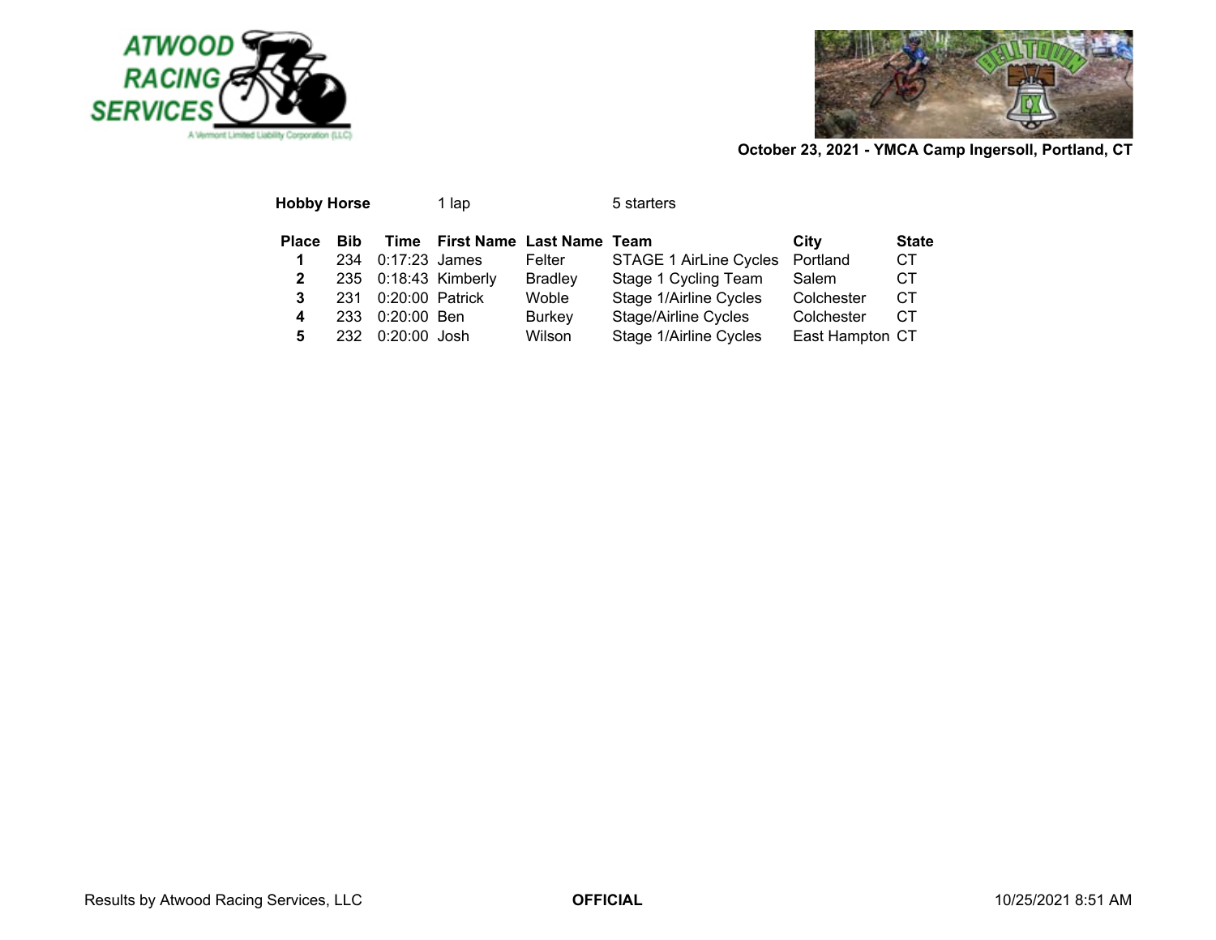October 23, 2021 - YMCA Camp Ingersoll, Portland, CT

**Hobby Horse** 1 lap 5 starters

| Place | Bib | Time | First Name | Last Name | Team | City | State |
|---|---|---|---|---|---|---|---|
| 1 | 234 | 0:17:23 | James | Felter | STAGE 1 AirLine Cycles | Portland | CT |
| 2 | 235 | 0:18:43 | Kimberly | Bradley | Stage 1 Cycling Team | Salem | CT |
| 3 | 231 | 0:20:00 | Patrick | Woble | Stage 1/Airline Cycles | Colchester | CT |
| 4 | 233 | 0:20:00 | Ben | Burkey | Stage/Airline Cycles | Colchester | CT |
| 5 | 232 | 0:20:00 | Josh | Wilson | Stage 1/Airline Cycles | East Hampton | CT |

Results by Atwood Racing Services, LLC **OFFICIAL** 10/25/2021 8:51 AM